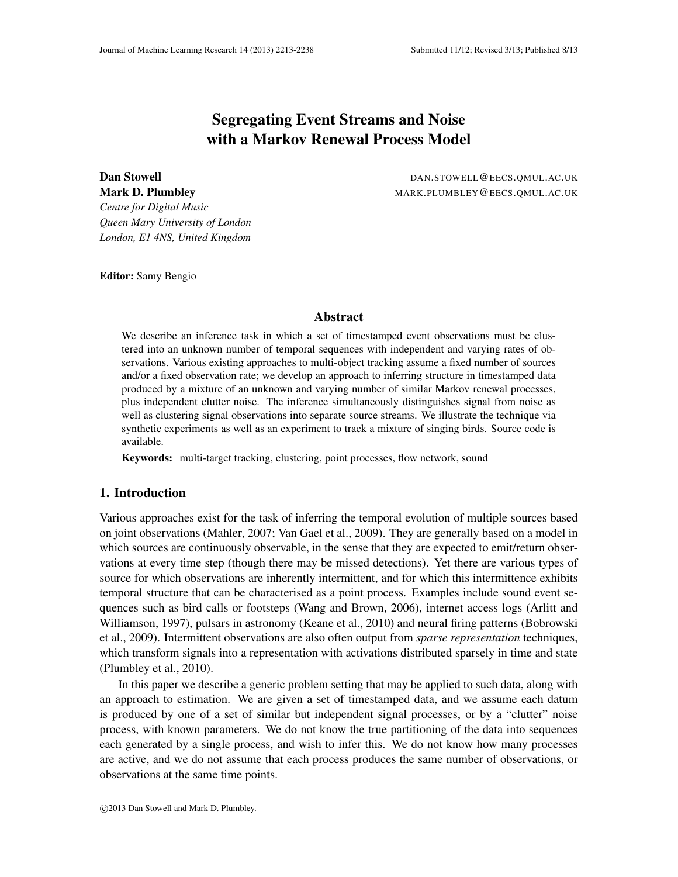# Segregating Event Streams and Noise with a Markov Renewal Process Model

**Dan Stowell** DAN.STOWELL@EECS.QMUL.AC.UK
**Mark D. Plumbley** MARK.PLUMBLEY@EECS.QMUL.AC.UK
*Centre for Digital Music*
*Queen Mary University of London*
*London, E1 4NS, United Kingdom*

**Editor:** Samy Bengio

## Abstract

We describe an inference task in which a set of timestamped event observations must be clustered into an unknown number of temporal sequences with independent and varying rates of observations. Various existing approaches to multi-object tracking assume a fixed number of sources and/or a fixed observation rate; we develop an approach to inferring structure in timestamped data produced by a mixture of an unknown and varying number of similar Markov renewal processes, plus independent clutter noise. The inference simultaneously distinguishes signal from noise as well as clustering signal observations into separate source streams. We illustrate the technique via synthetic experiments as well as an experiment to track a mixture of singing birds. Source code is available.

**Keywords:** multi-target tracking, clustering, point processes, flow network, sound

## 1. Introduction

Various approaches exist for the task of inferring the temporal evolution of multiple sources based on joint observations (Mahler, 2007; Van Gael et al., 2009). They are generally based on a model in which sources are continuously observable, in the sense that they are expected to emit/return observations at every time step (though there may be missed detections). Yet there are various types of source for which observations are inherently intermittent, and for which this intermittence exhibits temporal structure that can be characterised as a point process. Examples include sound event sequences such as bird calls or footsteps (Wang and Brown, 2006), internet access logs (Arlitt and Williamson, 1997), pulsars in astronomy (Keane et al., 2010) and neural firing patterns (Bobrowski et al., 2009). Intermittent observations are also often output from *sparse representation* techniques, which transform signals into a representation with activations distributed sparsely in time and state (Plumbley et al., 2010).

In this paper we describe a generic problem setting that may be applied to such data, along with an approach to estimation. We are given a set of timestamped data, and we assume each datum is produced by one of a set of similar but independent signal processes, or by a "clutter" noise process, with known parameters. We do not know the true partitioning of the data into sequences each generated by a single process, and wish to infer this. We do not know how many processes are active, and we do not assume that each process produces the same number of observations, or observations at the same time points.

©2013 Dan Stowell and Mark D. Plumbley.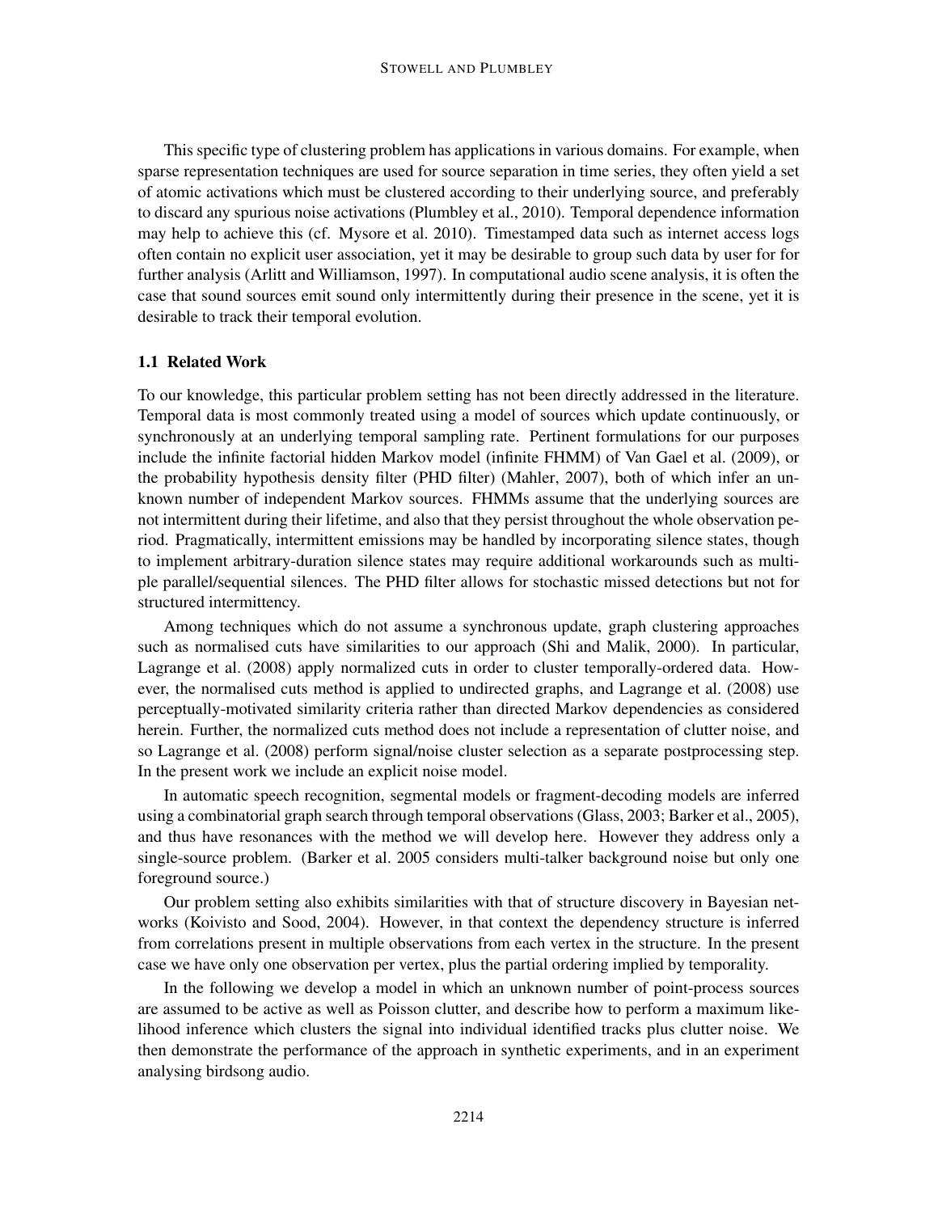This specific type of clustering problem has applications in various domains. For example, when sparse representation techniques are used for source separation in time series, they often yield a set of atomic activations which must be clustered according to their underlying source, and preferably to discard any spurious noise activations (Plumbley et al., 2010). Temporal dependence information may help to achieve this (cf. Mysore et al. 2010). Timestamped data such as internet access logs often contain no explicit user association, yet it may be desirable to group such data by user for for further analysis (Arlitt and Williamson, 1997). In computational audio scene analysis, it is often the case that sound sources emit sound only intermittently during their presence in the scene, yet it is desirable to track their temporal evolution.

### 1.1 Related Work

To our knowledge, this particular problem setting has not been directly addressed in the literature. Temporal data is most commonly treated using a model of sources which update continuously, or synchronously at an underlying temporal sampling rate. Pertinent formulations for our purposes include the infinite factorial hidden Markov model (infinite FHMM) of Van Gael et al. (2009), or the probability hypothesis density filter (PHD filter) (Mahler, 2007), both of which infer an unknown number of independent Markov sources. FHMMs assume that the underlying sources are not intermittent during their lifetime, and also that they persist throughout the whole observation period. Pragmatically, intermittent emissions may be handled by incorporating silence states, though to implement arbitrary-duration silence states may require additional workarounds such as multiple parallel/sequential silences. The PHD filter allows for stochastic missed detections but not for structured intermittency.

Among techniques which do not assume a synchronous update, graph clustering approaches such as normalised cuts have similarities to our approach (Shi and Malik, 2000). In particular, Lagrange et al. (2008) apply normalized cuts in order to cluster temporally-ordered data. However, the normalised cuts method is applied to undirected graphs, and Lagrange et al. (2008) use perceptually-motivated similarity criteria rather than directed Markov dependencies as considered herein. Further, the normalized cuts method does not include a representation of clutter noise, and so Lagrange et al. (2008) perform signal/noise cluster selection as a separate postprocessing step. In the present work we include an explicit noise model.

In automatic speech recognition, segmental models or fragment-decoding models are inferred using a combinatorial graph search through temporal observations (Glass, 2003; Barker et al., 2005), and thus have resonances with the method we will develop here. However they address only a single-source problem. (Barker et al. 2005 considers multi-talker background noise but only one foreground source.)

Our problem setting also exhibits similarities with that of structure discovery in Bayesian networks (Koivisto and Sood, 2004). However, in that context the dependency structure is inferred from correlations present in multiple observations from each vertex in the structure. In the present case we have only one observation per vertex, plus the partial ordering implied by temporality.

In the following we develop a model in which an unknown number of point-process sources are assumed to be active as well as Poisson clutter, and describe how to perform a maximum likelihood inference which clusters the signal into individual identified tracks plus clutter noise. We then demonstrate the performance of the approach in synthetic experiments, and in an experiment analysing birdsong audio.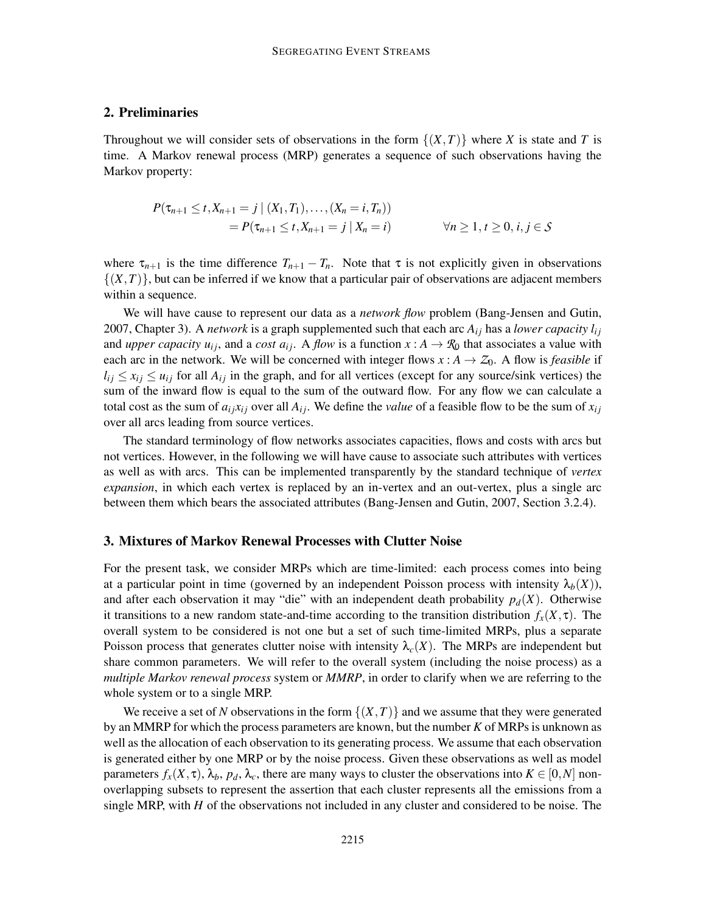## 2. Preliminaries

Throughout we will consider sets of observations in the form $\{(X,T)\}$ where $X$ is state and $T$ is time. A Markov renewal process (MRP) generates a sequence of such observations having the Markov property:

$$
\begin{aligned}
P(\tau_{n+1} \le t, X_{n+1} = j \mid (X_1, T_1), \ldots, (X_n = i, T_n)) \\
= P(\tau_{n+1} \le t, X_{n+1} = j \mid X_n = i) \qquad \forall n \ge 1, t \ge 0, i, j \in \mathcal{S}
\end{aligned}
$$

where $\tau_{n+1}$ is the time difference $T_{n+1} - T_n$. Note that $\tau$ is not explicitly given in observations $\{(X,T)\}$, but can be inferred if we know that a particular pair of observations are adjacent members within a sequence.

We will have cause to represent our data as a *network flow* problem (Bang-Jensen and Gutin, 2007, Chapter 3). A *network* is a graph supplemented such that each arc $A_{ij}$ has a *lower capacity* $l_{ij}$ and *upper capacity* $u_{ij}$, and a *cost* $a_{ij}$. A *flow* is a function $x : A \to \mathcal{R}_0$ that associates a value with each arc in the network. We will be concerned with integer flows $x : A \to \mathcal{Z}_0$. A flow is *feasible* if $l_{ij} \le x_{ij} \le u_{ij}$ for all $A_{ij}$ in the graph, and for all vertices (except for any source/sink vertices) the sum of the inward flow is equal to the sum of the outward flow. For any flow we can calculate a total cost as the sum of $a_{ij}x_{ij}$ over all $A_{ij}$. We define the *value* of a feasible flow to be the sum of $x_{ij}$ over all arcs leading from source vertices.

The standard terminology of flow networks associates capacities, flows and costs with arcs but not vertices. However, in the following we will have cause to associate such attributes with vertices as well as with arcs. This can be implemented transparently by the standard technique of *vertex expansion*, in which each vertex is replaced by an in-vertex and an out-vertex, plus a single arc between them which bears the associated attributes (Bang-Jensen and Gutin, 2007, Section 3.2.4).

## 3. Mixtures of Markov Renewal Processes with Clutter Noise

For the present task, we consider MRPs which are time-limited: each process comes into being at a particular point in time (governed by an independent Poisson process with intensity $\lambda_b(X)$), and after each observation it may "die" with an independent death probability $p_d(X)$. Otherwise it transitions to a new random state-and-time according to the transition distribution $f_x(X,\tau)$. The overall system to be considered is not one but a set of such time-limited MRPs, plus a separate Poisson process that generates clutter noise with intensity $\lambda_c(X)$. The MRPs are independent but share common parameters. We will refer to the overall system (including the noise process) as a *multiple Markov renewal process* system or *MMRP*, in order to clarify when we are referring to the whole system or to a single MRP.

We receive a set of $N$ observations in the form $\{(X,T)\}$ and we assume that they were generated by an MMRP for which the process parameters are known, but the number $K$ of MRPs is unknown as well as the allocation of each observation to its generating process. We assume that each observation is generated either by one MRP or by the noise process. Given these observations as well as model parameters $f_x(X,\tau)$, $\lambda_b$, $p_d$, $\lambda_c$, there are many ways to cluster the observations into $K \in [0,N]$ non-overlapping subsets to represent the assertion that each cluster represents all the emissions from a single MRP, with $H$ of the observations not included in any cluster and considered to be noise. The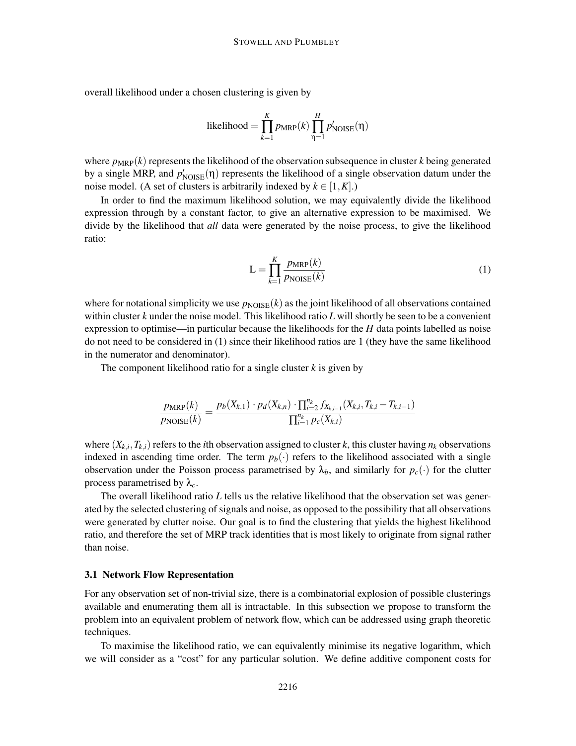overall likelihood under a chosen clustering is given by

$$\text{likelihood} = \prod_{k=1}^{K} p_{\text{MRP}}(k) \prod_{\eta=1}^{H} p'_{\text{NOISE}}(\eta)$$

where $p_{\text{MRP}}(k)$ represents the likelihood of the observation subsequence in cluster $k$ being generated by a single MRP, and $p'_{\text{NOISE}}(\eta)$ represents the likelihood of a single observation datum under the noise model. (A set of clusters is arbitrarily indexed by $k \in [1, K]$.)

In order to find the maximum likelihood solution, we may equivalently divide the likelihood expression through by a constant factor, to give an alternative expression to be maximised. We divide by the likelihood that *all* data were generated by the noise process, to give the likelihood ratio:

$$\text{L} = \prod_{k=1}^{K} \frac{p_{\text{MRP}}(k)}{p_{\text{NOISE}}(k)} \tag{1}$$

where for notational simplicity we use $p_{\text{NOISE}}(k)$ as the joint likelihood of all observations contained within cluster $k$ under the noise model. This likelihood ratio $L$ will shortly be seen to be a convenient expression to optimise—in particular because the likelihoods for the $H$ data points labelled as noise do not need to be considered in (1) since their likelihood ratios are 1 (they have the same likelihood in the numerator and denominator).

The component likelihood ratio for a single cluster $k$ is given by

$$\frac{p_{\text{MRP}}(k)}{p_{\text{NOISE}}(k)} = \frac{p_b(X_{k,1}) \cdot p_d(X_{k,n}) \cdot \prod_{i=2}^{n_k} f_{X_{k,i-1}}(X_{k,i}, T_{k,i} - T_{k,i-1})}{\prod_{i=1}^{n_k} p_c(X_{k,i})}$$

where $(X_{k,i}, T_{k,i})$ refers to the $i$th observation assigned to cluster $k$, this cluster having $n_k$ observations indexed in ascending time order. The term $p_b(\cdot)$ refers to the likelihood associated with a single observation under the Poisson process parametrised by $\lambda_b$, and similarly for $p_c(\cdot)$ for the clutter process parametrised by $\lambda_c$.

The overall likelihood ratio $L$ tells us the relative likelihood that the observation set was generated by the selected clustering of signals and noise, as opposed to the possibility that all observations were generated by clutter noise. Our goal is to find the clustering that yields the highest likelihood ratio, and therefore the set of MRP track identities that is most likely to originate from signal rather than noise.

### 3.1 Network Flow Representation

For any observation set of non-trivial size, there is a combinatorial explosion of possible clusterings available and enumerating them all is intractable. In this subsection we propose to transform the problem into an equivalent problem of network flow, which can be addressed using graph theoretic techniques.

To maximise the likelihood ratio, we can equivalently minimise its negative logarithm, which we will consider as a "cost" for any particular solution. We define additive component costs for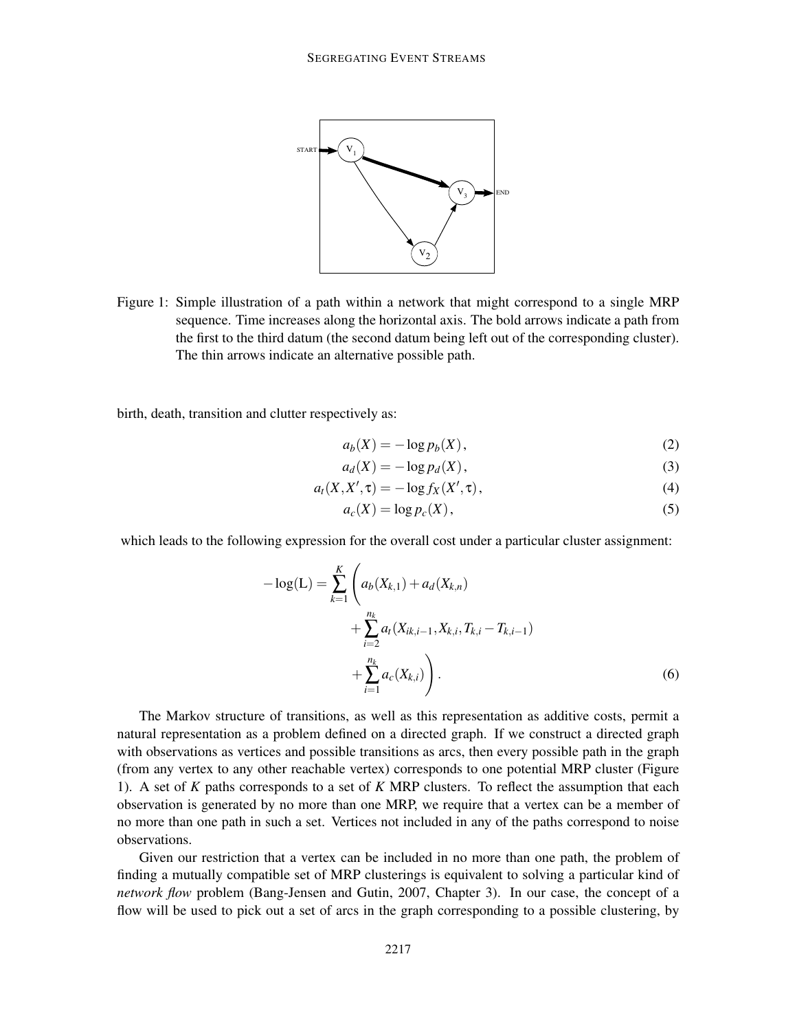Figure 1: Simple illustration of a path within a network that might correspond to a single MRP sequence. Time increases along the horizontal axis. The bold arrows indicate a path from the first to the third datum (the second datum being left out of the corresponding cluster). The thin arrows indicate an alternative possible path.

birth, death, transition and clutter respectively as:

$$a_b(X) = -\log p_b(X), \tag{2}$$

$$a_d(X) = -\log p_d(X), \tag{3}$$

$$a_t(X, X', \tau) = -\log f_X(X', \tau), \tag{4}$$

$$a_c(X) = \log p_c(X), \tag{5}$$

which leads to the following expression for the overall cost under a particular cluster assignment:

$$-\log(\mathrm{L}) = \sum_{k=1}^{K} \left( a_b(X_{k,1}) + a_d(X_{k,n}) + \sum_{i=2}^{n_k} a_t(X_{ik,i-1}, X_{k,i}, T_{k,i} - T_{k,i-1}) + \sum_{i=1}^{n_k} a_c(X_{k,i}) \right). \tag{6}$$

The Markov structure of transitions, as well as this representation as additive costs, permit a natural representation as a problem defined on a directed graph. If we construct a directed graph with observations as vertices and possible transitions as arcs, then every possible path in the graph (from any vertex to any other reachable vertex) corresponds to one potential MRP cluster (Figure 1). A set of $K$ paths corresponds to a set of $K$ MRP clusters. To reflect the assumption that each observation is generated by no more than one MRP, we require that a vertex can be a member of no more than one path in such a set. Vertices not included in any of the paths correspond to noise observations.

Given our restriction that a vertex can be included in no more than one path, the problem of finding a mutually compatible set of MRP clusterings is equivalent to solving a particular kind of *network flow* problem (Bang-Jensen and Gutin, 2007, Chapter 3). In our case, the concept of a flow will be used to pick out a set of arcs in the graph corresponding to a possible clustering, by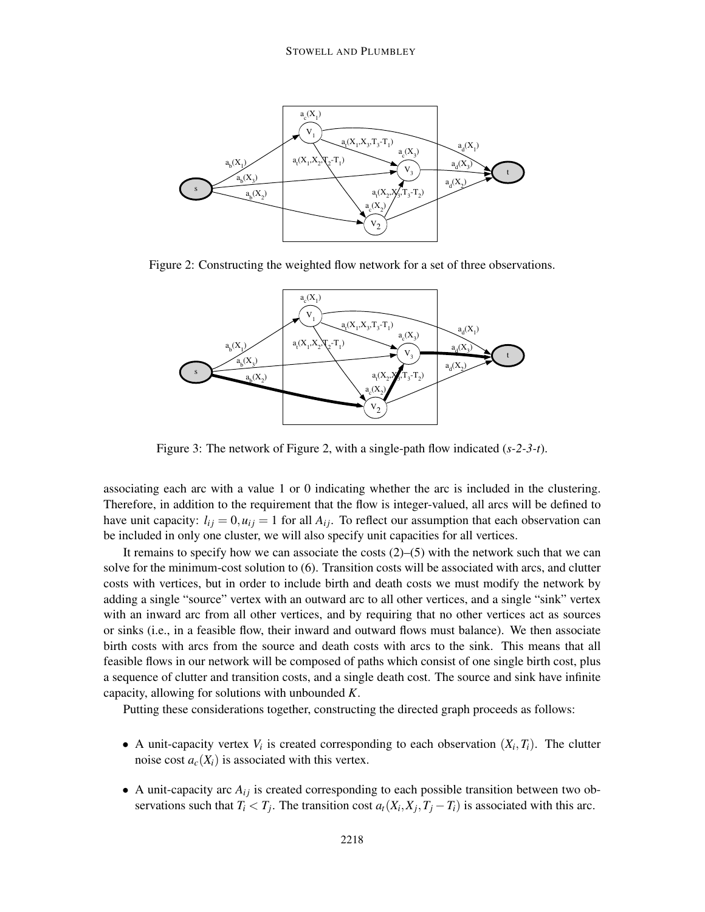Figure 2: Constructing the weighted flow network for a set of three observations.

Figure 3: The network of Figure 2, with a single-path flow indicated (*s-2-3-t*).

associating each arc with a value 1 or 0 indicating whether the arc is included in the clustering. Therefore, in addition to the requirement that the flow is integer-valued, all arcs will be defined to have unit capacity: $l_{ij} = 0, u_{ij} = 1$ for all $A_{ij}$. To reflect our assumption that each observation can be included in only one cluster, we will also specify unit capacities for all vertices.

It remains to specify how we can associate the costs (2)–(5) with the network such that we can solve for the minimum-cost solution to (6). Transition costs will be associated with arcs, and clutter costs with vertices, but in order to include birth and death costs we must modify the network by adding a single "source" vertex with an outward arc to all other vertices, and a single "sink" vertex with an inward arc from all other vertices, and by requiring that no other vertices act as sources or sinks (i.e., in a feasible flow, their inward and outward flows must balance). We then associate birth costs with arcs from the source and death costs with arcs to the sink. This means that all feasible flows in our network will be composed of paths which consist of one single birth cost, plus a sequence of clutter and transition costs, and a single death cost. The source and sink have infinite capacity, allowing for solutions with unbounded $K$.

Putting these considerations together, constructing the directed graph proceeds as follows:

- A unit-capacity vertex $V_i$ is created corresponding to each observation $(X_i, T_i)$. The clutter noise cost $a_c(X_i)$ is associated with this vertex.
- A unit-capacity arc $A_{ij}$ is created corresponding to each possible transition between two observations such that $T_i < T_j$. The transition cost $a_t(X_i, X_j, T_j - T_i)$ is associated with this arc.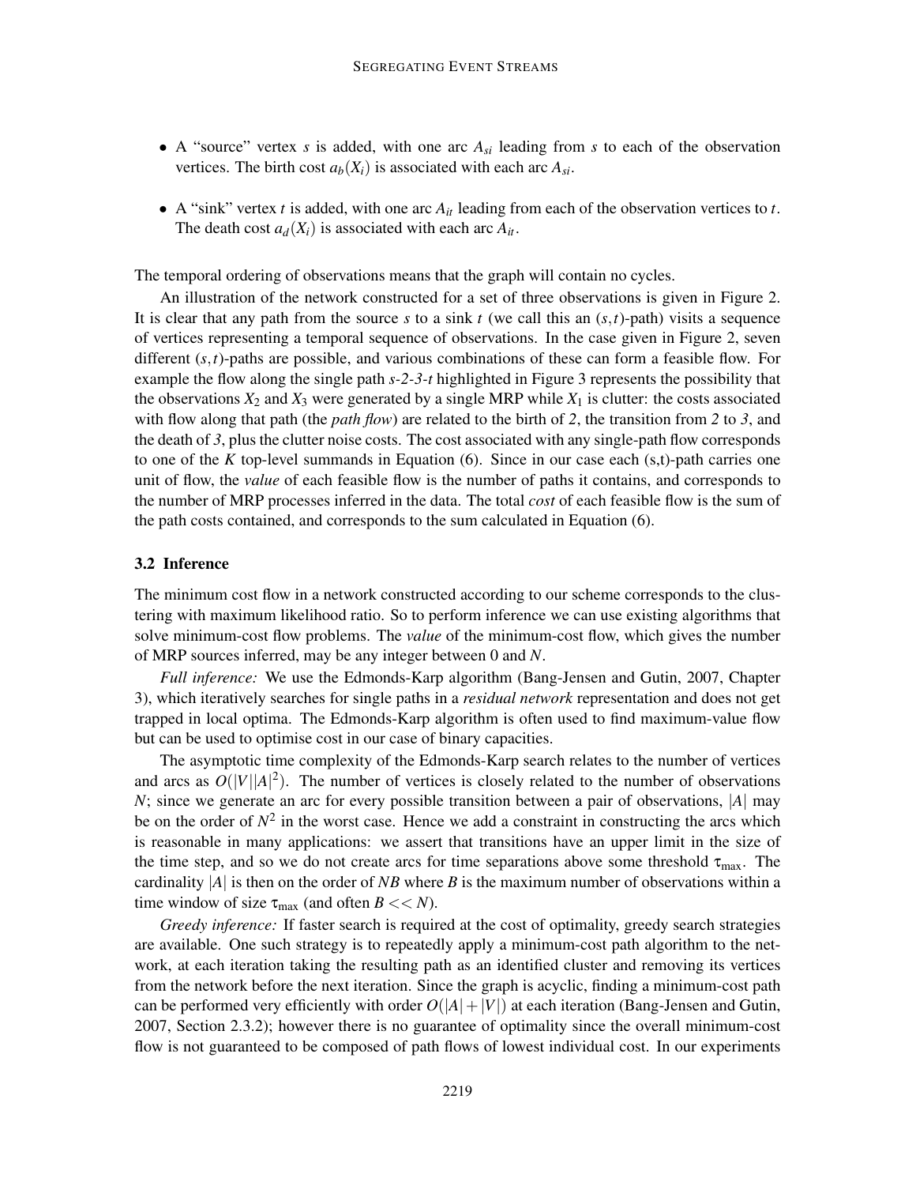- A "source" vertex $s$ is added, with one arc $A_{si}$ leading from $s$ to each of the observation vertices. The birth cost $a_b(X_i)$ is associated with each arc $A_{si}$.
- A "sink" vertex $t$ is added, with one arc $A_{it}$ leading from each of the observation vertices to $t$. The death cost $a_d(X_i)$ is associated with each arc $A_{it}$.

The temporal ordering of observations means that the graph will contain no cycles.

An illustration of the network constructed for a set of three observations is given in Figure 2. It is clear that any path from the source $s$ to a sink $t$ (we call this an $(s,t)$-path) visits a sequence of vertices representing a temporal sequence of observations. In the case given in Figure 2, seven different $(s,t)$-paths are possible, and various combinations of these can form a feasible flow. For example the flow along the single path *s-2-3-t* highlighted in Figure 3 represents the possibility that the observations $X_2$ and $X_3$ were generated by a single MRP while $X_1$ is clutter: the costs associated with flow along that path (the *path flow*) are related to the birth of *2*, the transition from *2* to *3*, and the death of *3*, plus the clutter noise costs. The cost associated with any single-path flow corresponds to one of the $K$ top-level summands in Equation (6). Since in our case each (s,t)-path carries one unit of flow, the *value* of each feasible flow is the number of paths it contains, and corresponds to the number of MRP processes inferred in the data. The total *cost* of each feasible flow is the sum of the path costs contained, and corresponds to the sum calculated in Equation (6).

### 3.2 Inference

The minimum cost flow in a network constructed according to our scheme corresponds to the clustering with maximum likelihood ratio. So to perform inference we can use existing algorithms that solve minimum-cost flow problems. The *value* of the minimum-cost flow, which gives the number of MRP sources inferred, may be any integer between 0 and $N$.

*Full inference:* We use the Edmonds-Karp algorithm (Bang-Jensen and Gutin, 2007, Chapter 3), which iteratively searches for single paths in a *residual network* representation and does not get trapped in local optima. The Edmonds-Karp algorithm is often used to find maximum-value flow but can be used to optimise cost in our case of binary capacities.

The asymptotic time complexity of the Edmonds-Karp search relates to the number of vertices and arcs as $O(|V||A|^2)$. The number of vertices is closely related to the number of observations $N$; since we generate an arc for every possible transition between a pair of observations, $|A|$ may be on the order of $N^2$ in the worst case. Hence we add a constraint in constructing the arcs which is reasonable in many applications: we assert that transitions have an upper limit in the size of the time step, and so we do not create arcs for time separations above some threshold $\tau_{\max}$. The cardinality $|A|$ is then on the order of $NB$ where $B$ is the maximum number of observations within a time window of size $\tau_{\max}$ (and often $B << N$).

*Greedy inference:* If faster search is required at the cost of optimality, greedy search strategies are available. One such strategy is to repeatedly apply a minimum-cost path algorithm to the network, at each iteration taking the resulting path as an identified cluster and removing its vertices from the network before the next iteration. Since the graph is acyclic, finding a minimum-cost path can be performed very efficiently with order $O(|A|+|V|)$ at each iteration (Bang-Jensen and Gutin, 2007, Section 2.3.2); however there is no guarantee of optimality since the overall minimum-cost flow is not guaranteed to be composed of path flows of lowest individual cost. In our experiments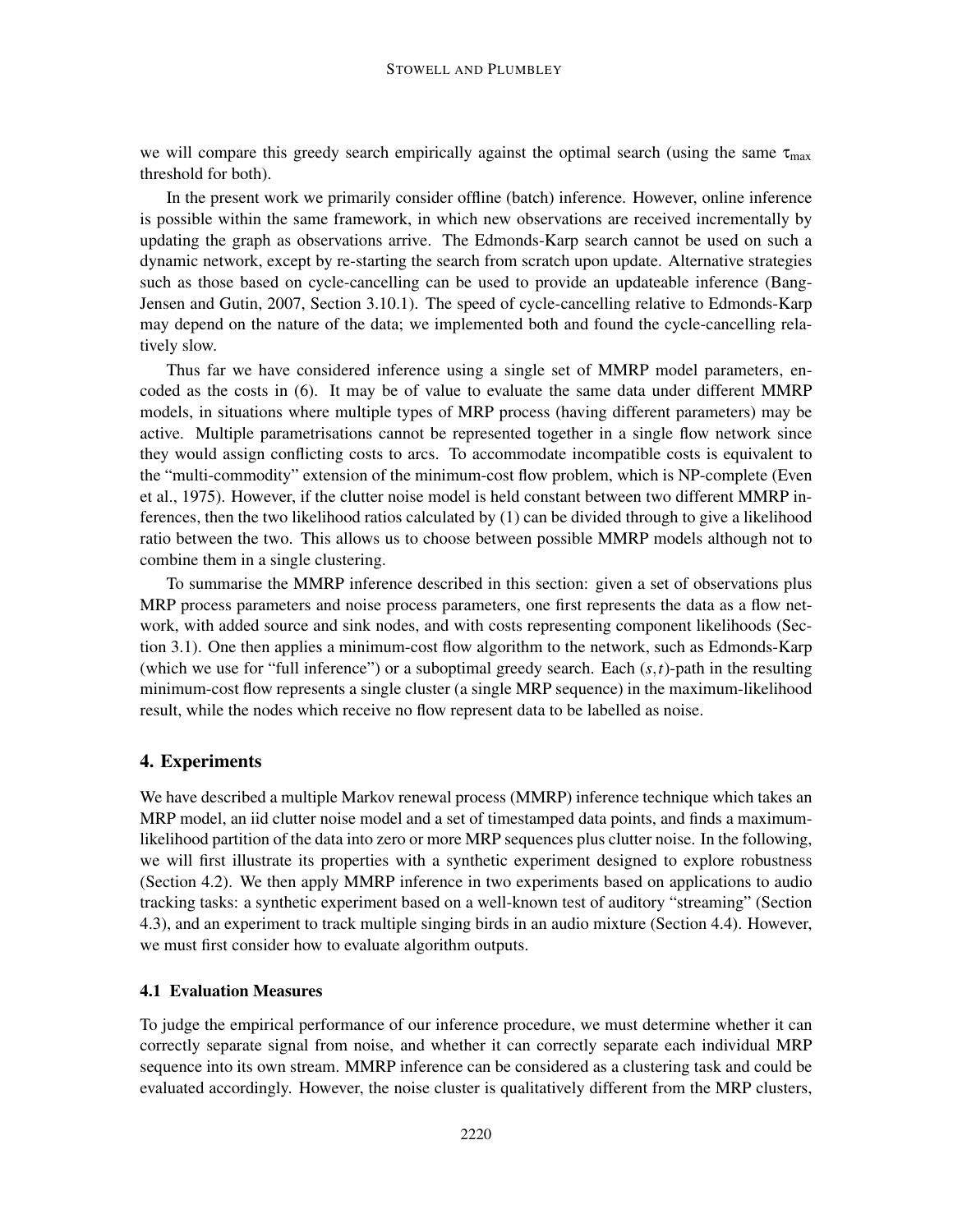we will compare this greedy search empirically against the optimal search (using the same $\tau_{\max}$ threshold for both).

In the present work we primarily consider offline (batch) inference. However, online inference is possible within the same framework, in which new observations are received incrementally by updating the graph as observations arrive. The Edmonds-Karp search cannot be used on such a dynamic network, except by re-starting the search from scratch upon update. Alternative strategies such as those based on cycle-cancelling can be used to provide an updateable inference (Bang-Jensen and Gutin, 2007, Section 3.10.1). The speed of cycle-cancelling relative to Edmonds-Karp may depend on the nature of the data; we implemented both and found the cycle-cancelling relatively slow.

Thus far we have considered inference using a single set of MMRP model parameters, encoded as the costs in (6). It may be of value to evaluate the same data under different MMRP models, in situations where multiple types of MRP process (having different parameters) may be active. Multiple parametrisations cannot be represented together in a single flow network since they would assign conflicting costs to arcs. To accommodate incompatible costs is equivalent to the "multi-commodity" extension of the minimum-cost flow problem, which is NP-complete (Even et al., 1975). However, if the clutter noise model is held constant between two different MMRP inferences, then the two likelihood ratios calculated by (1) can be divided through to give a likelihood ratio between the two. This allows us to choose between possible MMRP models although not to combine them in a single clustering.

To summarise the MMRP inference described in this section: given a set of observations plus MRP process parameters and noise process parameters, one first represents the data as a flow network, with added source and sink nodes, and with costs representing component likelihoods (Section 3.1). One then applies a minimum-cost flow algorithm to the network, such as Edmonds-Karp (which we use for "full inference") or a suboptimal greedy search. Each $(s,t)$-path in the resulting minimum-cost flow represents a single cluster (a single MRP sequence) in the maximum-likelihood result, while the nodes which receive no flow represent data to be labelled as noise.

## 4. Experiments

We have described a multiple Markov renewal process (MMRP) inference technique which takes an MRP model, an iid clutter noise model and a set of timestamped data points, and finds a maximum-likelihood partition of the data into zero or more MRP sequences plus clutter noise. In the following, we will first illustrate its properties with a synthetic experiment designed to explore robustness (Section 4.2). We then apply MMRP inference in two experiments based on applications to audio tracking tasks: a synthetic experiment based on a well-known test of auditory "streaming" (Section 4.3), and an experiment to track multiple singing birds in an audio mixture (Section 4.4). However, we must first consider how to evaluate algorithm outputs.

### 4.1 Evaluation Measures

To judge the empirical performance of our inference procedure, we must determine whether it can correctly separate signal from noise, and whether it can correctly separate each individual MRP sequence into its own stream. MMRP inference can be considered as a clustering task and could be evaluated accordingly. However, the noise cluster is qualitatively different from the MRP clusters,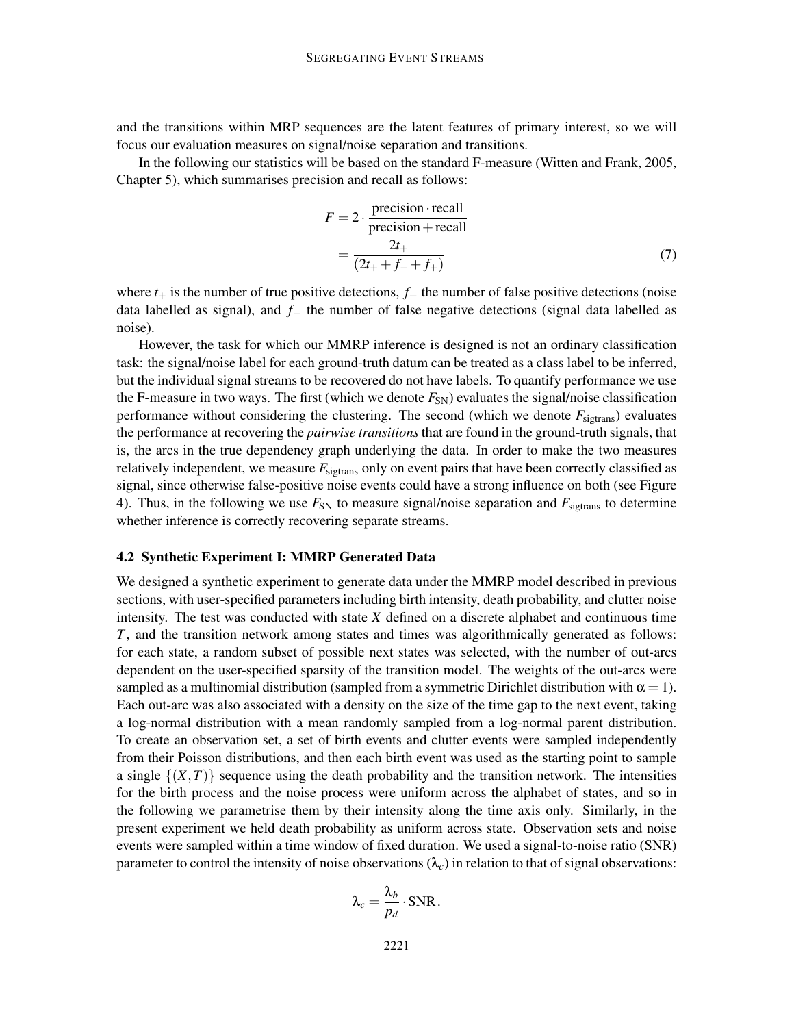and the transitions within MRP sequences are the latent features of primary interest, so we will focus our evaluation measures on signal/noise separation and transitions.

In the following our statistics will be based on the standard F-measure (Witten and Frank, 2005, Chapter 5), which summarises precision and recall as follows:

$$
\begin{aligned}
F &= 2 \cdot \frac{\text{precision} \cdot \text{recall}}{\text{precision} + \text{recall}} \\
&= \frac{2t_+}{(2t_+ + f_- + f_+)}
\end{aligned}
\tag{7}
$$

where $t_+$ is the number of true positive detections, $f_+$ the number of false positive detections (noise data labelled as signal), and $f_-$ the number of false negative detections (signal data labelled as noise).

However, the task for which our MMRP inference is designed is not an ordinary classification task: the signal/noise label for each ground-truth datum can be treated as a class label to be inferred, but the individual signal streams to be recovered do not have labels. To quantify performance we use the F-measure in two ways. The first (which we denote $F_{\text{SN}}$) evaluates the signal/noise classification performance without considering the clustering. The second (which we denote $F_{\text{sigtrans}}$) evaluates the performance at recovering the *pairwise transitions* that are found in the ground-truth signals, that is, the arcs in the true dependency graph underlying the data. In order to make the two measures relatively independent, we measure $F_{\text{sigtrans}}$ only on event pairs that have been correctly classified as signal, since otherwise false-positive noise events could have a strong influence on both (see Figure 4). Thus, in the following we use $F_{\text{SN}}$ to measure signal/noise separation and $F_{\text{sigtrans}}$ to determine whether inference is correctly recovering separate streams.

### 4.2 Synthetic Experiment I: MMRP Generated Data

We designed a synthetic experiment to generate data under the MMRP model described in previous sections, with user-specified parameters including birth intensity, death probability, and clutter noise intensity. The test was conducted with state $X$ defined on a discrete alphabet and continuous time $T$, and the transition network among states and times was algorithmically generated as follows: for each state, a random subset of possible next states was selected, with the number of out-arcs dependent on the user-specified sparsity of the transition model. The weights of the out-arcs were sampled as a multinomial distribution (sampled from a symmetric Dirichlet distribution with $\alpha = 1$). Each out-arc was also associated with a density on the size of the time gap to the next event, taking a log-normal distribution with a mean randomly sampled from a log-normal parent distribution. To create an observation set, a set of birth events and clutter events were sampled independently from their Poisson distributions, and then each birth event was used as the starting point to sample a single $\{(X,T)\}$ sequence using the death probability and the transition network. The intensities for the birth process and the noise process were uniform across the alphabet of states, and so in the following we parametrise them by their intensity along the time axis only. Similarly, in the present experiment we held death probability as uniform across state. Observation sets and noise events were sampled within a time window of fixed duration. We used a signal-to-noise ratio (SNR) parameter to control the intensity of noise observations ($\lambda_c$) in relation to that of signal observations:

$$
\lambda_c = \frac{\lambda_b}{p_d} \cdot \text{SNR}.
$$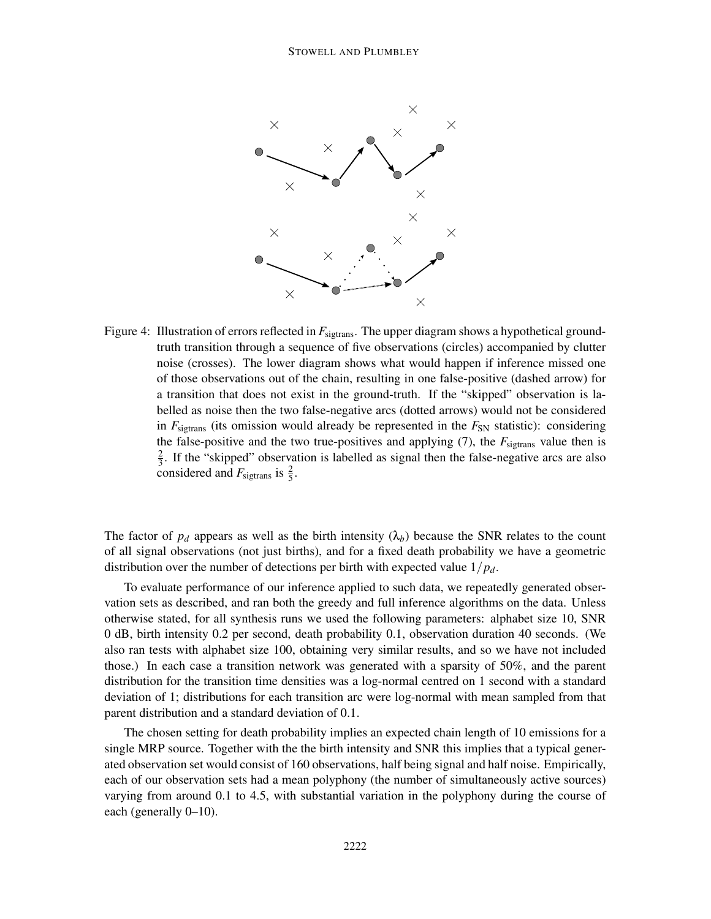Figure 4: Illustration of errors reflected in $F_{\text{sigtrans}}$. The upper diagram shows a hypothetical ground-truth transition through a sequence of five observations (circles) accompanied by clutter noise (crosses). The lower diagram shows what would happen if inference missed one of those observations out of the chain, resulting in one false-positive (dashed arrow) for a transition that does not exist in the ground-truth. If the "skipped" observation is labelled as noise then the two false-negative arcs (dotted arrows) would not be considered in $F_{\text{sigtrans}}$ (its omission would already be represented in the $F_{\text{SN}}$ statistic): considering the false-positive and the two true-positives and applying (7), the $F_{\text{sigtrans}}$ value then is $\frac{2}{3}$. If the "skipped" observation is labelled as signal then the false-negative arcs are also considered and $F_{\text{sigtrans}}$ is $\frac{2}{5}$.

The factor of $p_d$ appears as well as the birth intensity ($\lambda_b$) because the SNR relates to the count of all signal observations (not just births), and for a fixed death probability we have a geometric distribution over the number of detections per birth with expected value $1/p_d$.

To evaluate performance of our inference applied to such data, we repeatedly generated observation sets as described, and ran both the greedy and full inference algorithms on the data. Unless otherwise stated, for all synthesis runs we used the following parameters: alphabet size 10, SNR 0 dB, birth intensity 0.2 per second, death probability 0.1, observation duration 40 seconds. (We also ran tests with alphabet size 100, obtaining very similar results, and so we have not included those.) In each case a transition network was generated with a sparsity of 50%, and the parent distribution for the transition time densities was a log-normal centred on 1 second with a standard deviation of 1; distributions for each transition arc were log-normal with mean sampled from that parent distribution and a standard deviation of 0.1.

The chosen setting for death probability implies an expected chain length of 10 emissions for a single MRP source. Together with the the birth intensity and SNR this implies that a typical generated observation set would consist of 160 observations, half being signal and half noise. Empirically, each of our observation sets had a mean polyphony (the number of simultaneously active sources) varying from around 0.1 to 4.5, with substantial variation in the polyphony during the course of each (generally 0–10).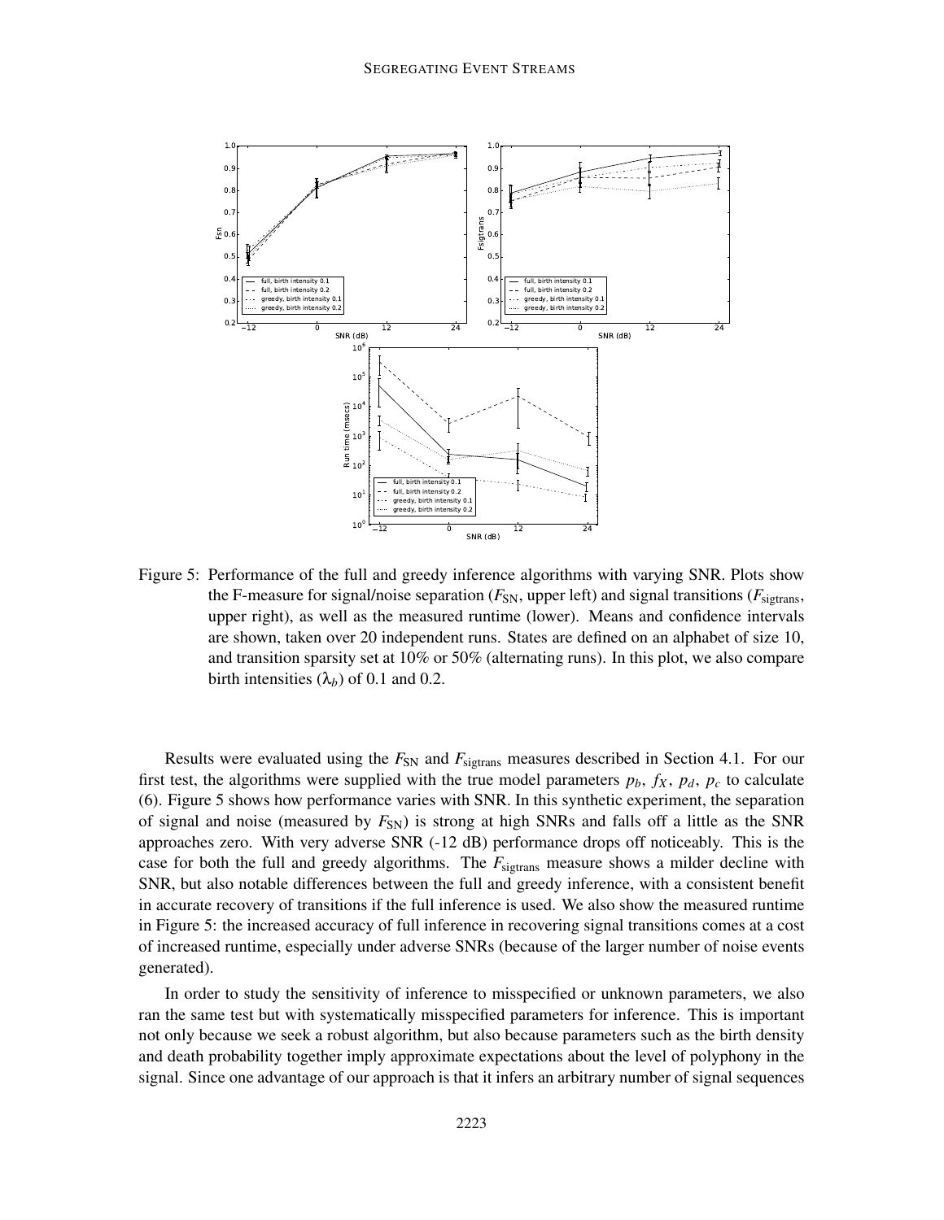Figure 5: Performance of the full and greedy inference algorithms with varying SNR. Plots show the F-measure for signal/noise separation ($F_{\mathrm{SN}}$, upper left) and signal transitions ($F_{\mathrm{sigtrans}}$, upper right), as well as the measured runtime (lower). Means and confidence intervals are shown, taken over 20 independent runs. States are defined on an alphabet of size 10, and transition sparsity set at 10% or 50% (alternating runs). In this plot, we also compare birth intensities ($\lambda_b$) of 0.1 and 0.2.

Results were evaluated using the $F_{\mathrm{SN}}$ and $F_{\mathrm{sigtrans}}$ measures described in Section 4.1. For our first test, the algorithms were supplied with the true model parameters $p_b$, $f_X$, $p_d$, $p_c$ to calculate (6). Figure 5 shows how performance varies with SNR. In this synthetic experiment, the separation of signal and noise (measured by $F_{\mathrm{SN}}$) is strong at high SNRs and falls off a little as the SNR approaches zero. With very adverse SNR (-12 dB) performance drops off noticeably. This is the case for both the full and greedy algorithms. The $F_{\mathrm{sigtrans}}$ measure shows a milder decline with SNR, but also notable differences between the full and greedy inference, with a consistent benefit in accurate recovery of transitions if the full inference is used. We also show the measured runtime in Figure 5: the increased accuracy of full inference in recovering signal transitions comes at a cost of increased runtime, especially under adverse SNRs (because of the larger number of noise events generated).

In order to study the sensitivity of inference to misspecified or unknown parameters, we also ran the same test but with systematically misspecified parameters for inference. This is important not only because we seek a robust algorithm, but also because parameters such as the birth density and death probability together imply approximate expectations about the level of polyphony in the signal. Since one advantage of our approach is that it infers an arbitrary number of signal sequences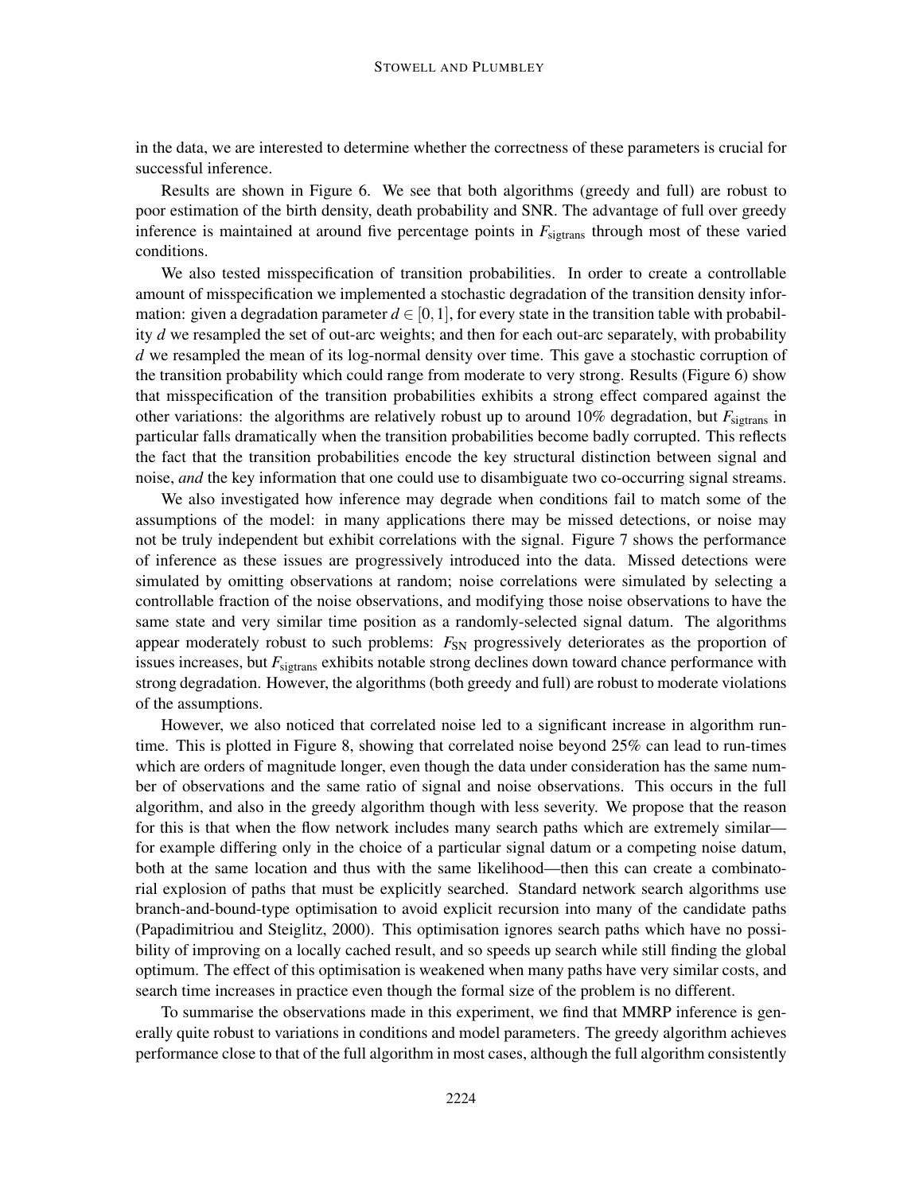in the data, we are interested to determine whether the correctness of these parameters is crucial for successful inference.

Results are shown in Figure 6. We see that both algorithms (greedy and full) are robust to poor estimation of the birth density, death probability and SNR. The advantage of full over greedy inference is maintained at around five percentage points in $F_{\text{sigtrans}}$ through most of these varied conditions.

We also tested misspecification of transition probabilities. In order to create a controllable amount of misspecification we implemented a stochastic degradation of the transition density information: given a degradation parameter $d \in [0,1]$, for every state in the transition table with probability $d$ we resampled the set of out-arc weights; and then for each out-arc separately, with probability $d$ we resampled the mean of its log-normal density over time. This gave a stochastic corruption of the transition probability which could range from moderate to very strong. Results (Figure 6) show that misspecification of the transition probabilities exhibits a strong effect compared against the other variations: the algorithms are relatively robust up to around 10% degradation, but $F_{\text{sigtrans}}$ in particular falls dramatically when the transition probabilities become badly corrupted. This reflects the fact that the transition probabilities encode the key structural distinction between signal and noise, *and* the key information that one could use to disambiguate two co-occurring signal streams.

We also investigated how inference may degrade when conditions fail to match some of the assumptions of the model: in many applications there may be missed detections, or noise may not be truly independent but exhibit correlations with the signal. Figure 7 shows the performance of inference as these issues are progressively introduced into the data. Missed detections were simulated by omitting observations at random; noise correlations were simulated by selecting a controllable fraction of the noise observations, and modifying those noise observations to have the same state and very similar time position as a randomly-selected signal datum. The algorithms appear moderately robust to such problems: $F_{\text{SN}}$ progressively deteriorates as the proportion of issues increases, but $F_{\text{sigtrans}}$ exhibits notable strong declines down toward chance performance with strong degradation. However, the algorithms (both greedy and full) are robust to moderate violations of the assumptions.

However, we also noticed that correlated noise led to a significant increase in algorithm run-time. This is plotted in Figure 8, showing that correlated noise beyond 25% can lead to run-times which are orders of magnitude longer, even though the data under consideration has the same number of observations and the same ratio of signal and noise observations. This occurs in the full algorithm, and also in the greedy algorithm though with less severity. We propose that the reason for this is that when the flow network includes many search paths which are extremely similar—for example differing only in the choice of a particular signal datum or a competing noise datum, both at the same location and thus with the same likelihood—then this can create a combinatorial explosion of paths that must be explicitly searched. Standard network search algorithms use branch-and-bound-type optimisation to avoid explicit recursion into many of the candidate paths (Papadimitriou and Steiglitz, 2000). This optimisation ignores search paths which have no possibility of improving on a locally cached result, and so speeds up search while still finding the global optimum. The effect of this optimisation is weakened when many paths have very similar costs, and search time increases in practice even though the formal size of the problem is no different.

To summarise the observations made in this experiment, we find that MMRP inference is generally quite robust to variations in conditions and model parameters. The greedy algorithm achieves performance close to that of the full algorithm in most cases, although the full algorithm consistently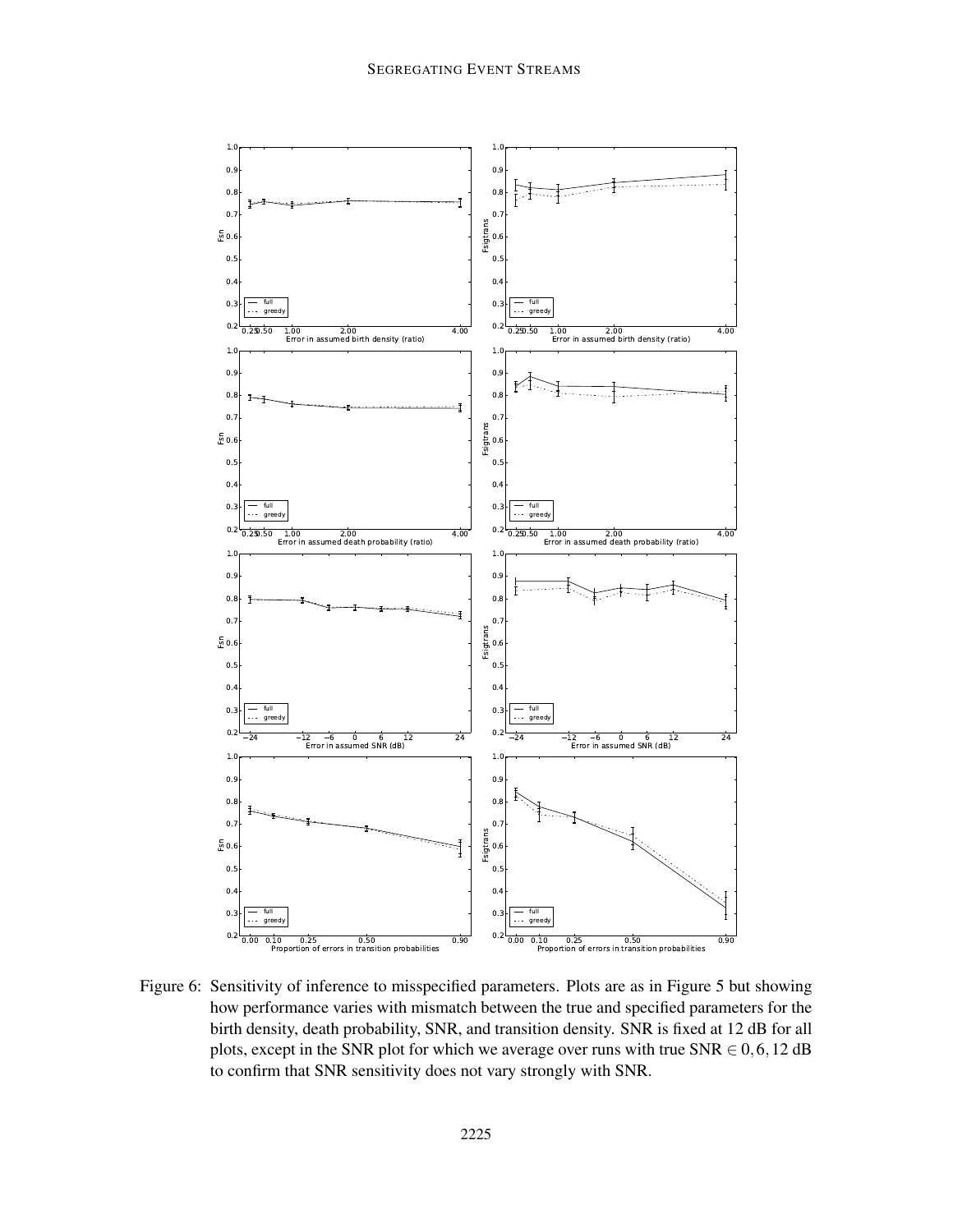Figure 6: Sensitivity of inference to misspecified parameters. Plots are as in Figure 5 but showing how performance varies with mismatch between the true and specified parameters for the birth density, death probability, SNR, and transition density. SNR is fixed at 12 dB for all plots, except in the SNR plot for which we average over runs with true SNR $\in 0, 6, 12$ dB to confirm that SNR sensitivity does not vary strongly with SNR.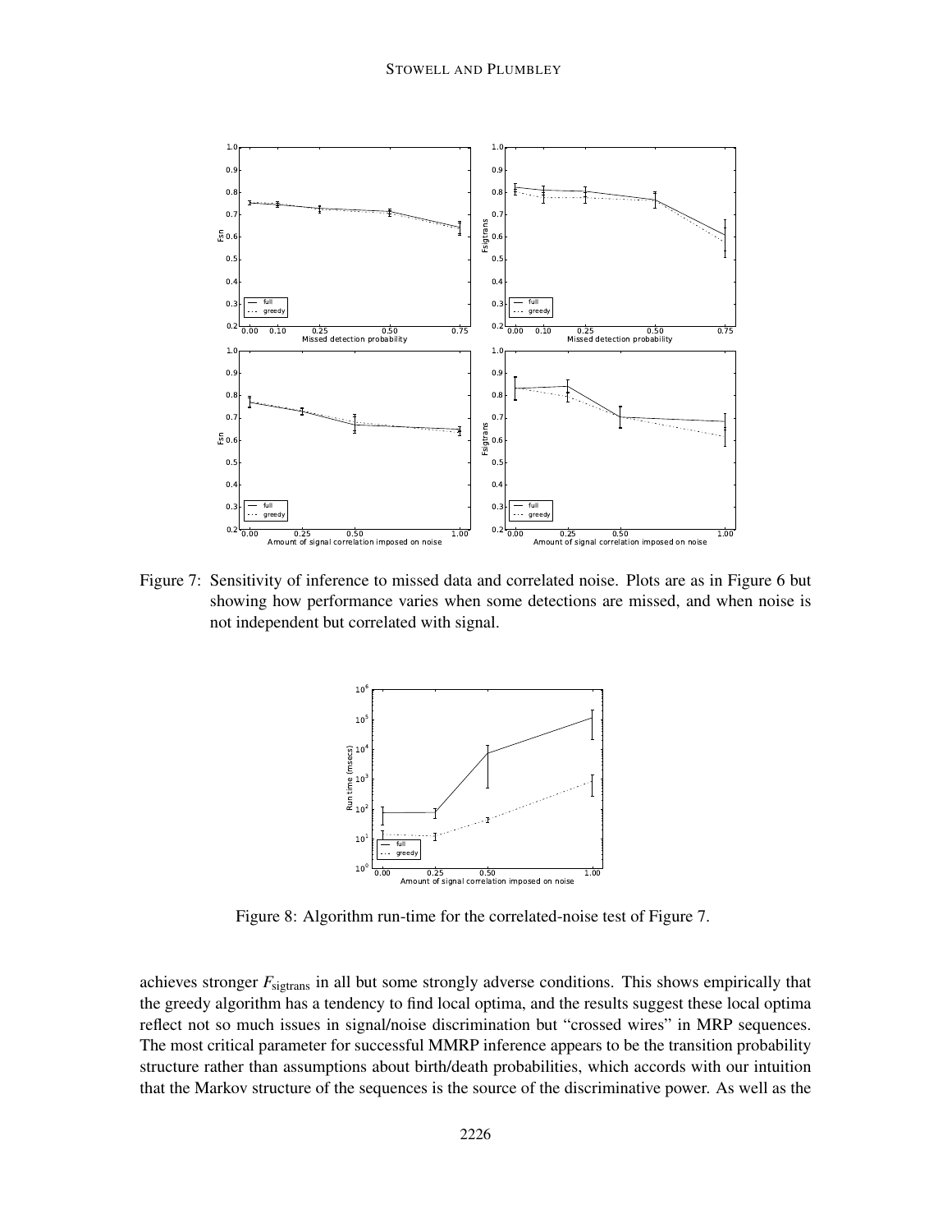Figure 7: Sensitivity of inference to missed data and correlated noise. Plots are as in Figure 6 but showing how performance varies when some detections are missed, and when noise is not independent but correlated with signal.

Figure 8: Algorithm run-time for the correlated-noise test of Figure 7.

achieves stronger $F_{\mathrm{sigtrans}}$ in all but some strongly adverse conditions. This shows empirically that the greedy algorithm has a tendency to find local optima, and the results suggest these local optima reflect not so much issues in signal/noise discrimination but "crossed wires" in MRP sequences. The most critical parameter for successful MMRP inference appears to be the transition probability structure rather than assumptions about birth/death probabilities, which accords with our intuition that the Markov structure of the sequences is the source of the discriminative power. As well as the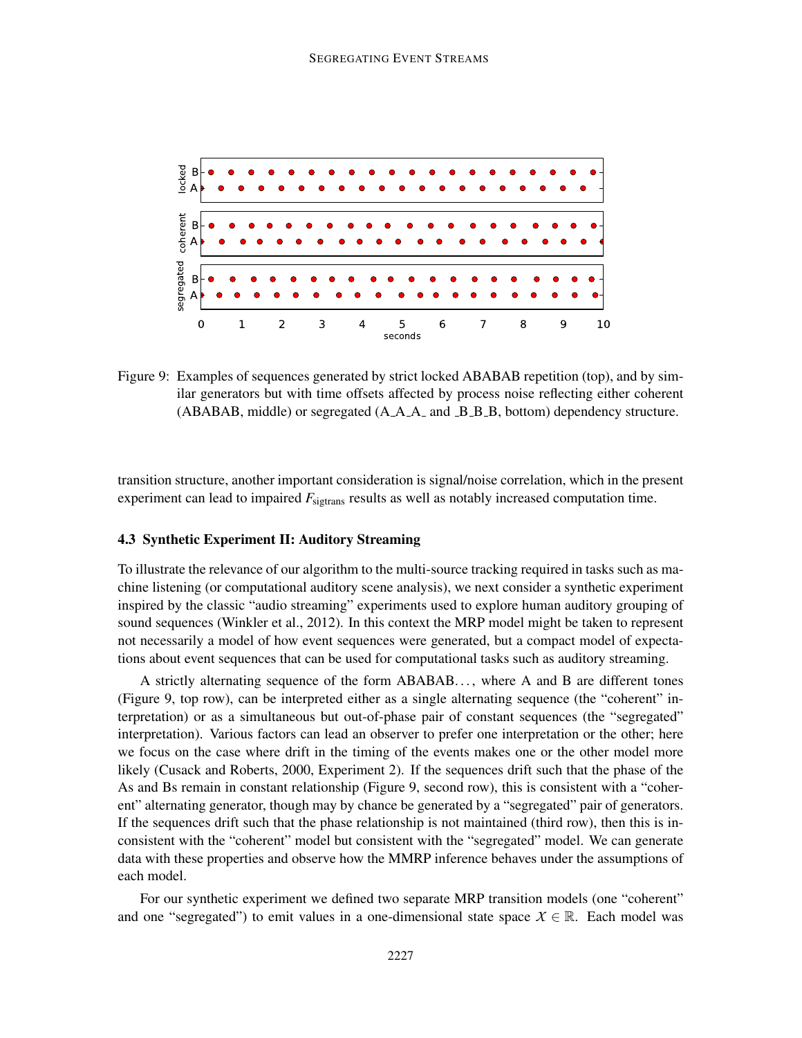Figure 9: Examples of sequences generated by strict locked ABABAB repetition (top), and by similar generators but with time offsets affected by process noise reflecting either coherent (ABABAB, middle) or segregated (A_A_A_ and _B_B_B, bottom) dependency structure.

transition structure, another important consideration is signal/noise correlation, which in the present experiment can lead to impaired $F_{\text{sigtrans}}$ results as well as notably increased computation time.

### 4.3 Synthetic Experiment II: Auditory Streaming

To illustrate the relevance of our algorithm to the multi-source tracking required in tasks such as machine listening (or computational auditory scene analysis), we next consider a synthetic experiment inspired by the classic "audio streaming" experiments used to explore human auditory grouping of sound sequences (Winkler et al., 2012). In this context the MRP model might be taken to represent not necessarily a model of how event sequences were generated, but a compact model of expectations about event sequences that can be used for computational tasks such as auditory streaming.

A strictly alternating sequence of the form ABABAB..., where A and B are different tones (Figure 9, top row), can be interpreted either as a single alternating sequence (the "coherent" interpretation) or as a simultaneous but out-of-phase pair of constant sequences (the "segregated" interpretation). Various factors can lead an observer to prefer one interpretation or the other; here we focus on the case where drift in the timing of the events makes one or the other model more likely (Cusack and Roberts, 2000, Experiment 2). If the sequences drift such that the phase of the As and Bs remain in constant relationship (Figure 9, second row), this is consistent with a "coherent" alternating generator, though may by chance be generated by a "segregated" pair of generators. If the sequences drift such that the phase relationship is not maintained (third row), then this is inconsistent with the "coherent" model but consistent with the "segregated" model. We can generate data with these properties and observe how the MMRP inference behaves under the assumptions of each model.

For our synthetic experiment we defined two separate MRP transition models (one "coherent" and one "segregated") to emit values in a one-dimensional state space $X \in \mathbb{R}$. Each model was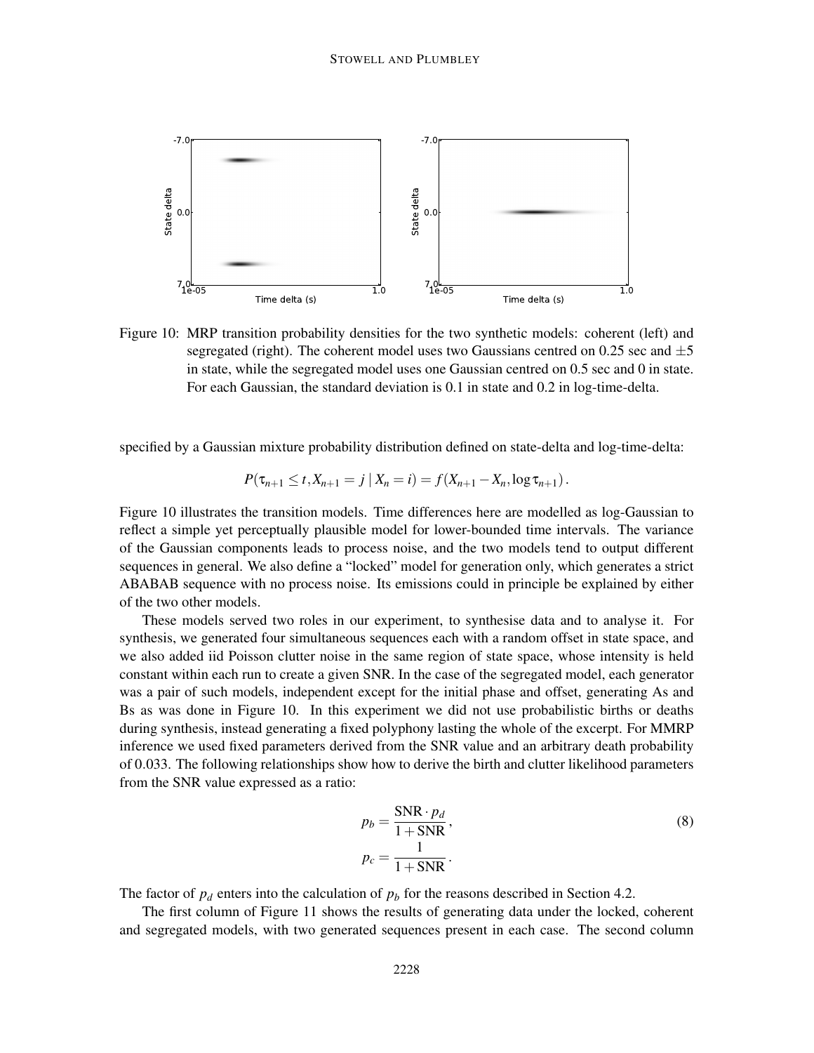Figure 10: MRP transition probability densities for the two synthetic models: coherent (left) and segregated (right). The coherent model uses two Gaussians centred on 0.25 sec and $\pm 5$ in state, while the segregated model uses one Gaussian centred on 0.5 sec and 0 in state. For each Gaussian, the standard deviation is 0.1 in state and 0.2 in log-time-delta.

specified by a Gaussian mixture probability distribution defined on state-delta and log-time-delta:

$$P(\tau_{n+1} \leq t, X_{n+1} = j \mid X_n = i) = f(X_{n+1} - X_n, \log \tau_{n+1}) .$$

Figure 10 illustrates the transition models. Time differences here are modelled as log-Gaussian to reflect a simple yet perceptually plausible model for lower-bounded time intervals. The variance of the Gaussian components leads to process noise, and the two models tend to output different sequences in general. We also define a "locked" model for generation only, which generates a strict ABABAB sequence with no process noise. Its emissions could in principle be explained by either of the two other models.

These models served two roles in our experiment, to synthesise data and to analyse it. For synthesis, we generated four simultaneous sequences each with a random offset in state space, and we also added iid Poisson clutter noise in the same region of state space, whose intensity is held constant within each run to create a given SNR. In the case of the segregated model, each generator was a pair of such models, independent except for the initial phase and offset, generating As and Bs as was done in Figure 10. In this experiment we did not use probabilistic births or deaths during synthesis, instead generating a fixed polyphony lasting the whole of the excerpt. For MMRP inference we used fixed parameters derived from the SNR value and an arbitrary death probability of 0.033. The following relationships show how to derive the birth and clutter likelihood parameters from the SNR value expressed as a ratio:

$$p_b = \frac{\text{SNR} \cdot p_d}{1 + \text{SNR}},$$
$$p_c = \frac{1}{1 + \text{SNR}}. \tag{8}$$

The factor of $p_d$ enters into the calculation of $p_b$ for the reasons described in Section 4.2.

The first column of Figure 11 shows the results of generating data under the locked, coherent and segregated models, with two generated sequences present in each case. The second column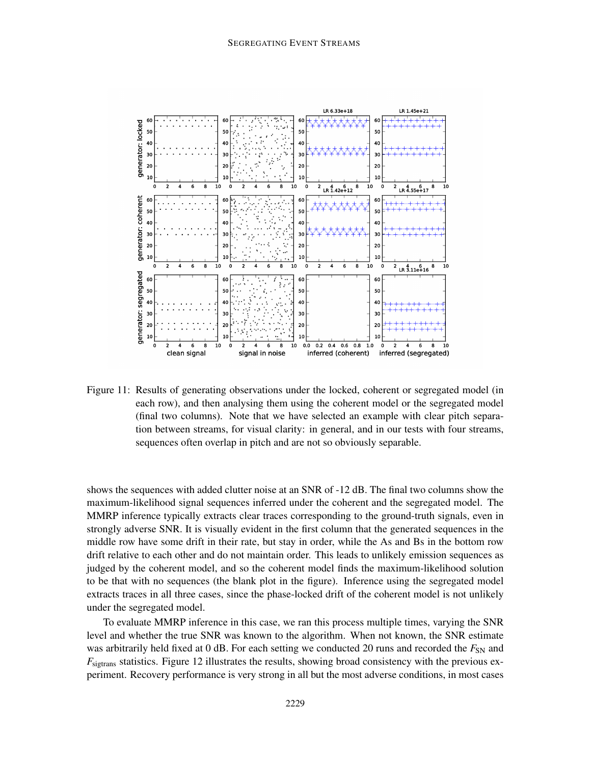Figure 11: Results of generating observations under the locked, coherent or segregated model (in each row), and then analysing them using the coherent model or the segregated model (final two columns). Note that we have selected an example with clear pitch separation between streams, for visual clarity: in general, and in our tests with four streams, sequences often overlap in pitch and are not so obviously separable.

shows the sequences with added clutter noise at an SNR of -12 dB. The final two columns show the maximum-likelihood signal sequences inferred under the coherent and the segregated model. The MMRP inference typically extracts clear traces corresponding to the ground-truth signals, even in strongly adverse SNR. It is visually evident in the first column that the generated sequences in the middle row have some drift in their rate, but stay in order, while the As and Bs in the bottom row drift relative to each other and do not maintain order. This leads to unlikely emission sequences as judged by the coherent model, and so the coherent model finds the maximum-likelihood solution to be that with no sequences (the blank plot in the figure). Inference using the segregated model extracts traces in all three cases, since the phase-locked drift of the coherent model is not unlikely under the segregated model.

To evaluate MMRP inference in this case, we ran this process multiple times, varying the SNR level and whether the true SNR was known to the algorithm. When not known, the SNR estimate was arbitrarily held fixed at 0 dB. For each setting we conducted 20 runs and recorded the $F_{\text{SN}}$ and $F_{\text{sigtrans}}$ statistics. Figure 12 illustrates the results, showing broad consistency with the previous experiment. Recovery performance is very strong in all but the most adverse conditions, in most cases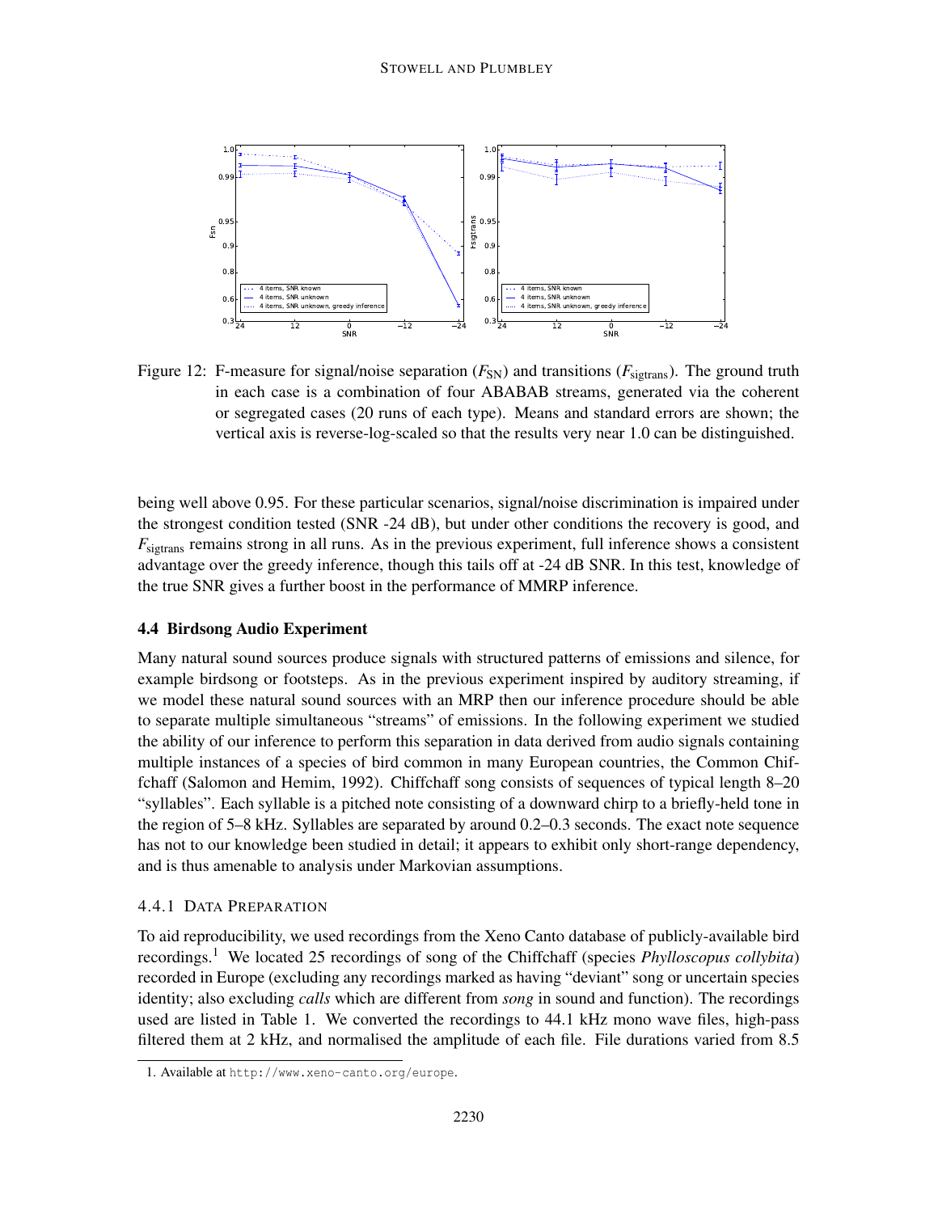Figure 12: F-measure for signal/noise separation ($F_{\text{SN}}$) and transitions ($F_{\text{sigtrans}}$). The ground truth in each case is a combination of four ABABAB streams, generated via the coherent or segregated cases (20 runs of each type). Means and standard errors are shown; the vertical axis is reverse-log-scaled so that the results very near 1.0 can be distinguished.

being well above 0.95. For these particular scenarios, signal/noise discrimination is impaired under the strongest condition tested (SNR -24 dB), but under other conditions the recovery is good, and $F_{\text{sigtrans}}$ remains strong in all runs. As in the previous experiment, full inference shows a consistent advantage over the greedy inference, though this tails off at -24 dB SNR. In this test, knowledge of the true SNR gives a further boost in the performance of MMRP inference.

### 4.4 Birdsong Audio Experiment

Many natural sound sources produce signals with structured patterns of emissions and silence, for example birdsong or footsteps. As in the previous experiment inspired by auditory streaming, if we model these natural sound sources with an MRP then our inference procedure should be able to separate multiple simultaneous "streams" of emissions. In the following experiment we studied the ability of our inference to perform this separation in data derived from audio signals containing multiple instances of a species of bird common in many European countries, the Common Chiffchaff (Salomon and Hemim, 1992). Chiffchaff song consists of sequences of typical length 8–20 "syllables". Each syllable is a pitched note consisting of a downward chirp to a briefly-held tone in the region of 5–8 kHz. Syllables are separated by around 0.2–0.3 seconds. The exact note sequence has not to our knowledge been studied in detail; it appears to exhibit only short-range dependency, and is thus amenable to analysis under Markovian assumptions.

#### 4.4.1 Data Preparation

To aid reproducibility, we used recordings from the Xeno Canto database of publicly-available bird recordings.[1] We located 25 recordings of song of the Chiffchaff (species *Phylloscopus collybita*) recorded in Europe (excluding any recordings marked as having "deviant" song or uncertain species identity; also excluding *calls* which are different from *song* in sound and function). The recordings used are listed in Table 1. We converted the recordings to 44.1 kHz mono wave files, high-pass filtered them at 2 kHz, and normalised the amplitude of each file. File durations varied from 8.5

1. Available at http://www.xeno-canto.org/europe.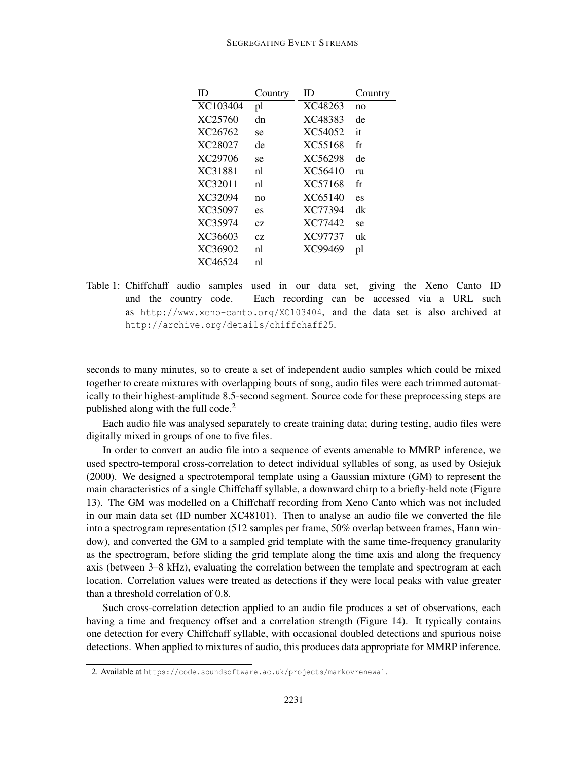| ID | Country | ID | Country |
|---|---|---|---|
| XC103404 | pl | XC48263 | no |
| XC25760 | dn | XC48383 | de |
| XC26762 | se | XC54052 | it |
| XC28027 | de | XC55168 | fr |
| XC29706 | se | XC56298 | de |
| XC31881 | nl | XC56410 | ru |
| XC32011 | nl | XC57168 | fr |
| XC32094 | no | XC65140 | es |
| XC35097 | es | XC77394 | dk |
| XC35974 | cz | XC77442 | se |
| XC36603 | cz | XC97737 | uk |
| XC36902 | nl | XC99469 | pl |
| XC46524 | nl | | |

Table 1: Chiffchaff audio samples used in our data set, giving the Xeno Canto ID and the country code. Each recording can be accessed via a URL such as `http://www.xeno-canto.org/XC103404`, and the data set is also archived at `http://archive.org/details/chiffchaff25`.

seconds to many minutes, so to create a set of independent audio samples which could be mixed together to create mixtures with overlapping bouts of song, audio files were each trimmed automatically to their highest-amplitude 8.5-second segment. Source code for these preprocessing steps are published along with the full code.[2]

Each audio file was analysed separately to create training data; during testing, audio files were digitally mixed in groups of one to five files.

In order to convert an audio file into a sequence of events amenable to MMRP inference, we used spectro-temporal cross-correlation to detect individual syllables of song, as used by Osiejuk (2000). We designed a spectrotemporal template using a Gaussian mixture (GM) to represent the main characteristics of a single Chiffchaff syllable, a downward chirp to a briefly-held note (Figure 13). The GM was modelled on a Chiffchaff recording from Xeno Canto which was not included in our main data set (ID number XC48101). Then to analyse an audio file we converted the file into a spectrogram representation (512 samples per frame, 50% overlap between frames, Hann window), and converted the GM to a sampled grid template with the same time-frequency granularity as the spectrogram, before sliding the grid template along the time axis and along the frequency axis (between 3–8 kHz), evaluating the correlation between the template and spectrogram at each location. Correlation values were treated as detections if they were local peaks with value greater than a threshold correlation of 0.8.

Such cross-correlation detection applied to an audio file produces a set of observations, each having a time and frequency offset and a correlation strength (Figure 14). It typically contains one detection for every Chiffchaff syllable, with occasional doubled detections and spurious noise detections. When applied to mixtures of audio, this produces data appropriate for MMRP inference.

2. Available at `https://code.soundsoftware.ac.uk/projects/markovrenewal`.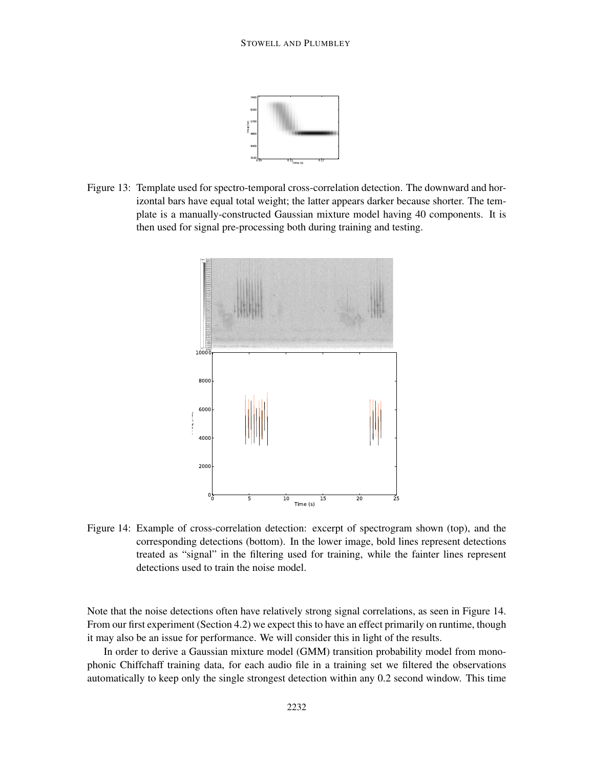Figure 13: Template used for spectro-temporal cross-correlation detection. The downward and horizontal bars have equal total weight; the latter appears darker because shorter. The template is a manually-constructed Gaussian mixture model having 40 components. It is then used for signal pre-processing both during training and testing.

Figure 14: Example of cross-correlation detection: excerpt of spectrogram shown (top), and the corresponding detections (bottom). In the lower image, bold lines represent detections treated as "signal" in the filtering used for training, while the fainter lines represent detections used to train the noise model.

Note that the noise detections often have relatively strong signal correlations, as seen in Figure 14. From our first experiment (Section 4.2) we expect this to have an effect primarily on runtime, though it may also be an issue for performance. We will consider this in light of the results.

In order to derive a Gaussian mixture model (GMM) transition probability model from monophonic Chiffchaff training data, for each audio file in a training set we filtered the observations automatically to keep only the single strongest detection within any 0.2 second window. This time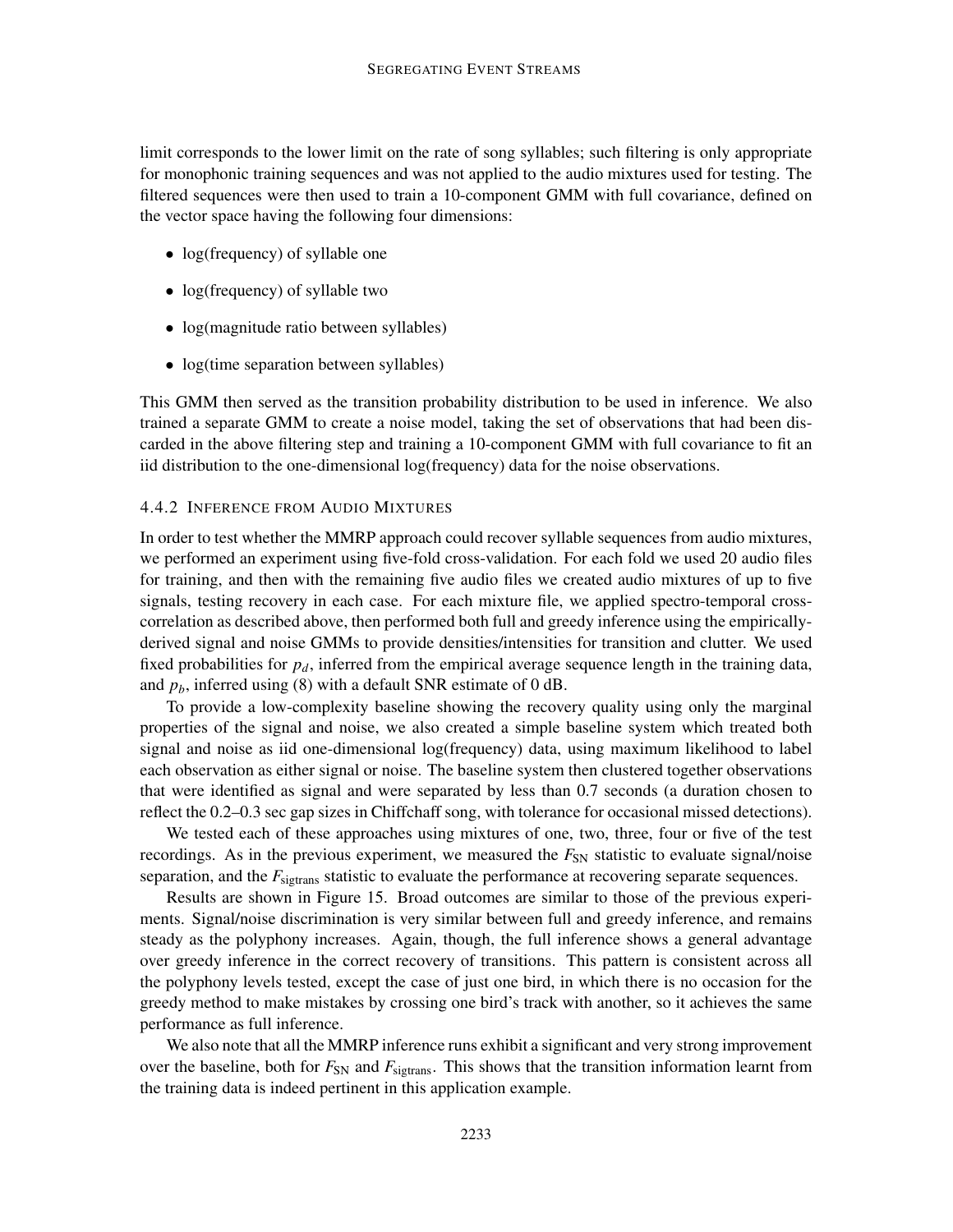limit corresponds to the lower limit on the rate of song syllables; such filtering is only appropriate for monophonic training sequences and was not applied to the audio mixtures used for testing. The filtered sequences were then used to train a 10-component GMM with full covariance, defined on the vector space having the following four dimensions:

- log(frequency) of syllable one
- log(frequency) of syllable two
- log(magnitude ratio between syllables)
- log(time separation between syllables)

This GMM then served as the transition probability distribution to be used in inference. We also trained a separate GMM to create a noise model, taking the set of observations that had been discarded in the above filtering step and training a 10-component GMM with full covariance to fit an iid distribution to the one-dimensional log(frequency) data for the noise observations.

### 4.4.2 Inference from Audio Mixtures

In order to test whether the MMRP approach could recover syllable sequences from audio mixtures, we performed an experiment using five-fold cross-validation. For each fold we used 20 audio files for training, and then with the remaining five audio files we created audio mixtures of up to five signals, testing recovery in each case. For each mixture file, we applied spectro-temporal cross-correlation as described above, then performed both full and greedy inference using the empirically-derived signal and noise GMMs to provide densities/intensities for transition and clutter. We used fixed probabilities for $p_d$, inferred from the empirical average sequence length in the training data, and $p_b$, inferred using (8) with a default SNR estimate of 0 dB.

To provide a low-complexity baseline showing the recovery quality using only the marginal properties of the signal and noise, we also created a simple baseline system which treated both signal and noise as iid one-dimensional log(frequency) data, using maximum likelihood to label each observation as either signal or noise. The baseline system then clustered together observations that were identified as signal and were separated by less than 0.7 seconds (a duration chosen to reflect the 0.2–0.3 sec gap sizes in Chiffchaff song, with tolerance for occasional missed detections).

We tested each of these approaches using mixtures of one, two, three, four or five of the test recordings. As in the previous experiment, we measured the $F_{\text{SN}}$ statistic to evaluate signal/noise separation, and the $F_{\text{sigtrans}}$ statistic to evaluate the performance at recovering separate sequences.

Results are shown in Figure 15. Broad outcomes are similar to those of the previous experiments. Signal/noise discrimination is very similar between full and greedy inference, and remains steady as the polyphony increases. Again, though, the full inference shows a general advantage over greedy inference in the correct recovery of transitions. This pattern is consistent across all the polyphony levels tested, except the case of just one bird, in which there is no occasion for the greedy method to make mistakes by crossing one bird's track with another, so it achieves the same performance as full inference.

We also note that all the MMRP inference runs exhibit a significant and very strong improvement over the baseline, both for $F_{\text{SN}}$ and $F_{\text{sigtrans}}$. This shows that the transition information learnt from the training data is indeed pertinent in this application example.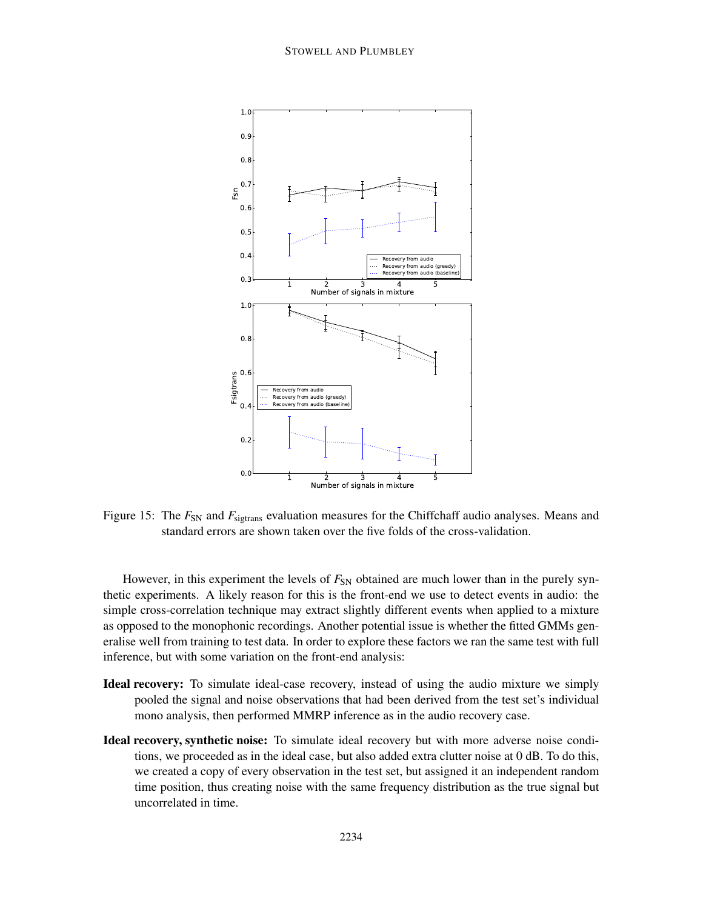Figure 15: The $F_{\text{SN}}$ and $F_{\text{sigtrans}}$ evaluation measures for the Chiffchaff audio analyses. Means and standard errors are shown taken over the five folds of the cross-validation.

However, in this experiment the levels of $F_{\text{SN}}$ obtained are much lower than in the purely synthetic experiments. A likely reason for this is the front-end we use to detect events in audio: the simple cross-correlation technique may extract slightly different events when applied to a mixture as opposed to the monophonic recordings. Another potential issue is whether the fitted GMMs generalise well from training to test data. In order to explore these factors we ran the same test with full inference, but with some variation on the front-end analysis:

- **Ideal recovery:** To simulate ideal-case recovery, instead of using the audio mixture we simply pooled the signal and noise observations that had been derived from the test set's individual mono analysis, then performed MMRP inference as in the audio recovery case.

- **Ideal recovery, synthetic noise:** To simulate ideal recovery but with more adverse noise conditions, we proceeded as in the ideal case, but also added extra clutter noise at 0 dB. To do this, we created a copy of every observation in the test set, but assigned it an independent random time position, thus creating noise with the same frequency distribution as the true signal but uncorrelated in time.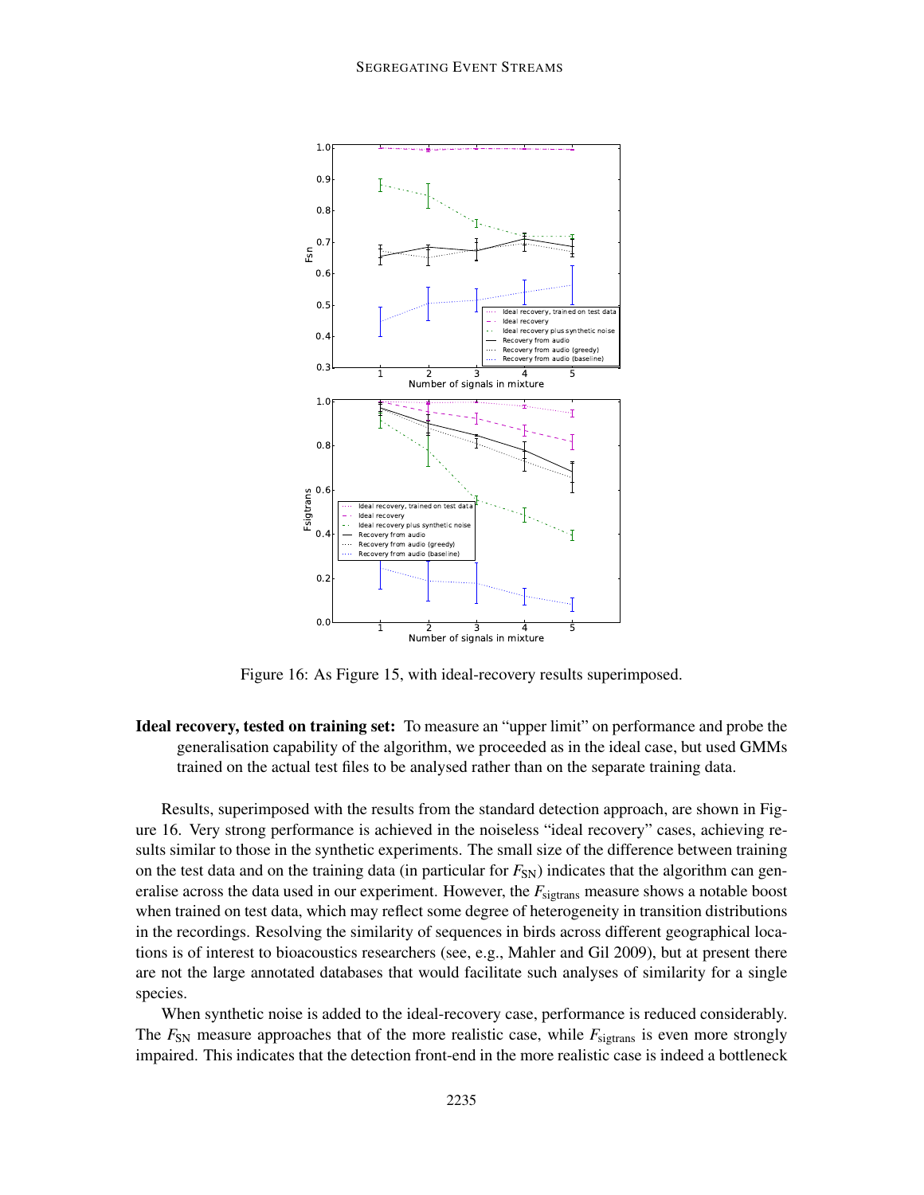Figure 16: As Figure 15, with ideal-recovery results superimposed.

**Ideal recovery, tested on training set:** To measure an "upper limit" on performance and probe the generalisation capability of the algorithm, we proceeded as in the ideal case, but used GMMs trained on the actual test files to be analysed rather than on the separate training data.

Results, superimposed with the results from the standard detection approach, are shown in Figure 16. Very strong performance is achieved in the noiseless "ideal recovery" cases, achieving results similar to those in the synthetic experiments. The small size of the difference between training on the test data and on the training data (in particular for $F_{\text{SN}}$) indicates that the algorithm can generalise across the data used in our experiment. However, the $F_{\text{sigtrans}}$ measure shows a notable boost when trained on test data, which may reflect some degree of heterogeneity in transition distributions in the recordings. Resolving the similarity of sequences in birds across different geographical locations is of interest to bioacoustics researchers (see, e.g., Mahler and Gil 2009), but at present there are not the large annotated databases that would facilitate such analyses of similarity for a single species.

When synthetic noise is added to the ideal-recovery case, performance is reduced considerably. The $F_{\text{SN}}$ measure approaches that of the more realistic case, while $F_{\text{sigtrans}}$ is even more strongly impaired. This indicates that the detection front-end in the more realistic case is indeed a bottleneck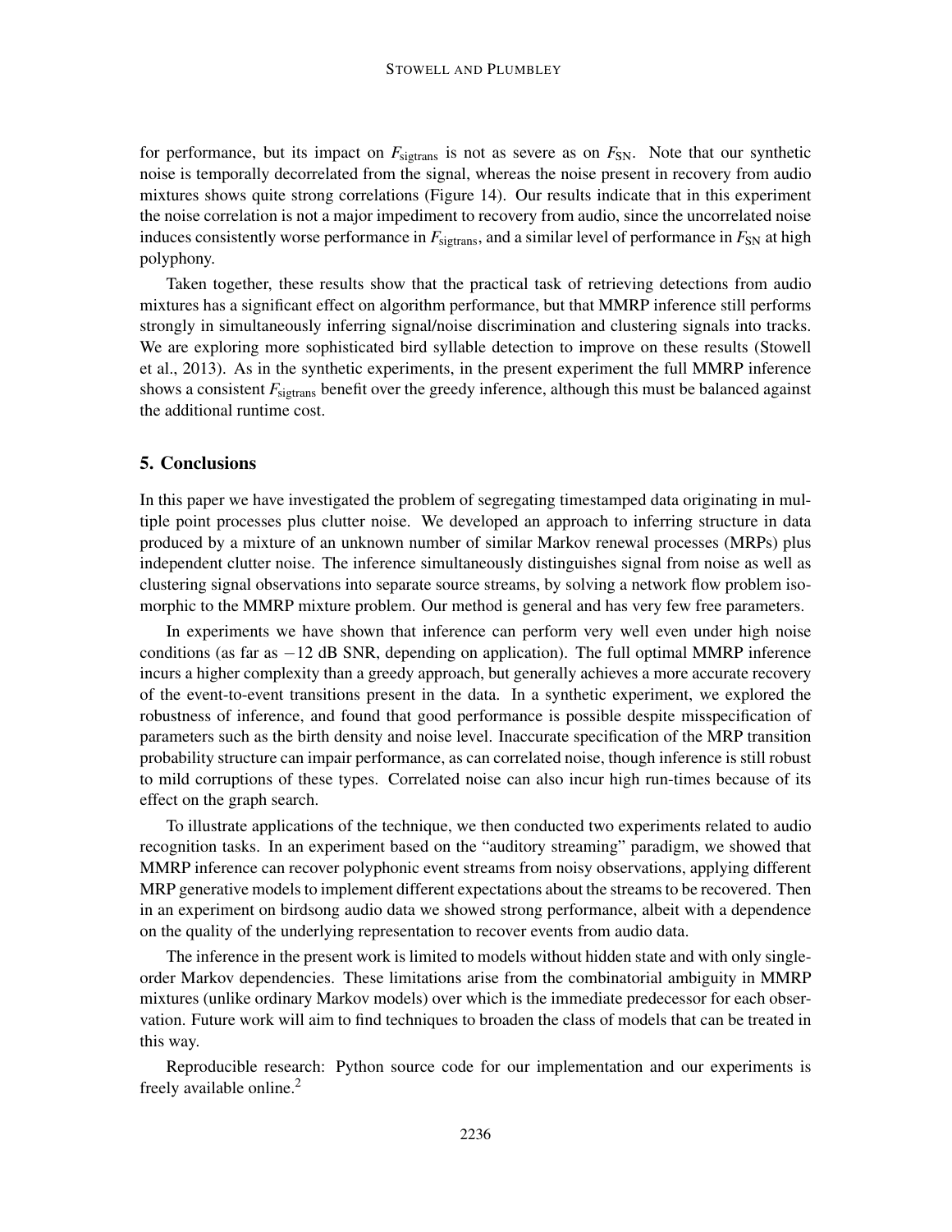for performance, but its impact on $F_{\text{sigtrans}}$ is not as severe as on $F_{\text{SN}}$. Note that our synthetic noise is temporally decorrelated from the signal, whereas the noise present in recovery from audio mixtures shows quite strong correlations (Figure 14). Our results indicate that in this experiment the noise correlation is not a major impediment to recovery from audio, since the uncorrelated noise induces consistently worse performance in $F_{\text{sigtrans}}$, and a similar level of performance in $F_{\text{SN}}$ at high polyphony.

Taken together, these results show that the practical task of retrieving detections from audio mixtures has a significant effect on algorithm performance, but that MMRP inference still performs strongly in simultaneously inferring signal/noise discrimination and clustering signals into tracks. We are exploring more sophisticated bird syllable detection to improve on these results (Stowell et al., 2013). As in the synthetic experiments, in the present experiment the full MMRP inference shows a consistent $F_{\text{sigtrans}}$ benefit over the greedy inference, although this must be balanced against the additional runtime cost.

## 5. Conclusions

In this paper we have investigated the problem of segregating timestamped data originating in multiple point processes plus clutter noise. We developed an approach to inferring structure in data produced by a mixture of an unknown number of similar Markov renewal processes (MRPs) plus independent clutter noise. The inference simultaneously distinguishes signal from noise as well as clustering signal observations into separate source streams, by solving a network flow problem isomorphic to the MMRP mixture problem. Our method is general and has very few free parameters.

In experiments we have shown that inference can perform very well even under high noise conditions (as far as $-12$ dB SNR, depending on application). The full optimal MMRP inference incurs a higher complexity than a greedy approach, but generally achieves a more accurate recovery of the event-to-event transitions present in the data. In a synthetic experiment, we explored the robustness of inference, and found that good performance is possible despite misspecification of parameters such as the birth density and noise level. Inaccurate specification of the MRP transition probability structure can impair performance, as can correlated noise, though inference is still robust to mild corruptions of these types. Correlated noise can also incur high run-times because of its effect on the graph search.

To illustrate applications of the technique, we then conducted two experiments related to audio recognition tasks. In an experiment based on the "auditory streaming" paradigm, we showed that MMRP inference can recover polyphonic event streams from noisy observations, applying different MRP generative models to implement different expectations about the streams to be recovered. Then in an experiment on birdsong audio data we showed strong performance, albeit with a dependence on the quality of the underlying representation to recover events from audio data.

The inference in the present work is limited to models without hidden state and with only single-order Markov dependencies. These limitations arise from the combinatorial ambiguity in MMRP mixtures (unlike ordinary Markov models) over which is the immediate predecessor for each observation. Future work will aim to find techniques to broaden the class of models that can be treated in this way.

Reproducible research: Python source code for our implementation and our experiments is freely available online.[2]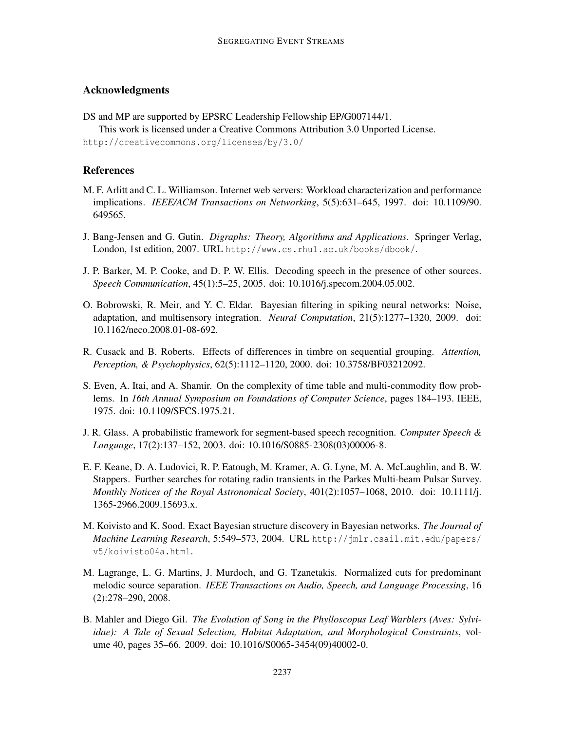## Acknowledgments

DS and MP are supported by EPSRC Leadership Fellowship EP/G007144/1.

This work is licensed under a Creative Commons Attribution 3.0 Unported License. http://creativecommons.org/licenses/by/3.0/

## References

M. F. Arlitt and C. L. Williamson. Internet web servers: Workload characterization and performance implications. *IEEE/ACM Transactions on Networking*, 5(5):631–645, 1997. doi: 10.1109/90.649565.

J. Bang-Jensen and G. Gutin. *Digraphs: Theory, Algorithms and Applications*. Springer Verlag, London, 1st edition, 2007. URL http://www.cs.rhul.ac.uk/books/dbook/.

J. P. Barker, M. P. Cooke, and D. P. W. Ellis. Decoding speech in the presence of other sources. *Speech Communication*, 45(1):5–25, 2005. doi: 10.1016/j.specom.2004.05.002.

O. Bobrowski, R. Meir, and Y. C. Eldar. Bayesian filtering in spiking neural networks: Noise, adaptation, and multisensory integration. *Neural Computation*, 21(5):1277–1320, 2009. doi: 10.1162/neco.2008.01-08-692.

R. Cusack and B. Roberts. Effects of differences in timbre on sequential grouping. *Attention, Perception, & Psychophysics*, 62(5):1112–1120, 2000. doi: 10.3758/BF03212092.

S. Even, A. Itai, and A. Shamir. On the complexity of time table and multi-commodity flow problems. In *16th Annual Symposium on Foundations of Computer Science*, pages 184–193. IEEE, 1975. doi: 10.1109/SFCS.1975.21.

J. R. Glass. A probabilistic framework for segment-based speech recognition. *Computer Speech & Language*, 17(2):137–152, 2003. doi: 10.1016/S0885-2308(03)00006-8.

E. F. Keane, D. A. Ludovici, R. P. Eatough, M. Kramer, A. G. Lyne, M. A. McLaughlin, and B. W. Stappers. Further searches for rotating radio transients in the Parkes Multi-beam Pulsar Survey. *Monthly Notices of the Royal Astronomical Society*, 401(2):1057–1068, 2010. doi: 10.1111/j.1365-2966.2009.15693.x.

M. Koivisto and K. Sood. Exact Bayesian structure discovery in Bayesian networks. *The Journal of Machine Learning Research*, 5:549–573, 2004. URL http://jmlr.csail.mit.edu/papers/v5/koivisto04a.html.

M. Lagrange, L. G. Martins, J. Murdoch, and G. Tzanetakis. Normalized cuts for predominant melodic source separation. *IEEE Transactions on Audio, Speech, and Language Processing*, 16 (2):278–290, 2008.

B. Mahler and Diego Gil. *The Evolution of Song in the Phylloscopus Leaf Warblers (Aves: Sylviidae): A Tale of Sexual Selection, Habitat Adaptation, and Morphological Constraints*, volume 40, pages 35–66. 2009. doi: 10.1016/S0065-3454(09)40002-0.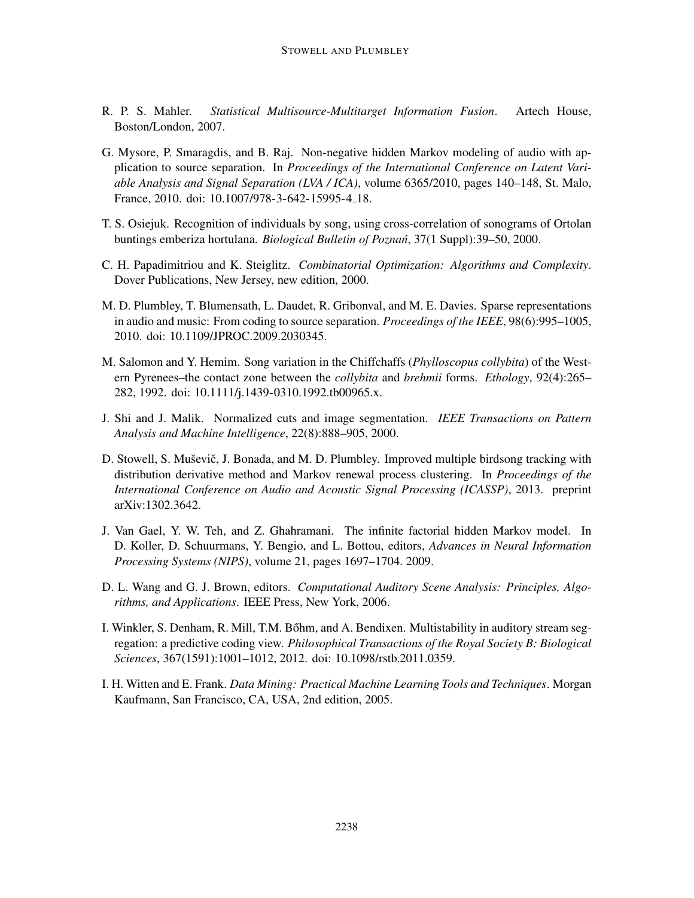R. P. S. Mahler. *Statistical Multisource-Multitarget Information Fusion*. Artech House, Boston/London, 2007.

G. Mysore, P. Smaragdis, and B. Raj. Non-negative hidden Markov modeling of audio with application to source separation. In *Proceedings of the International Conference on Latent Variable Analysis and Signal Separation (LVA / ICA)*, volume 6365/2010, pages 140–148, St. Malo, France, 2010. doi: 10.1007/978-3-642-15995-4_18.

T. S. Osiejuk. Recognition of individuals by song, using cross-correlation of sonograms of Ortolan buntings emberiza hortulana. *Biological Bulletin of Poznań*, 37(1 Suppl):39–50, 2000.

C. H. Papadimitriou and K. Steiglitz. *Combinatorial Optimization: Algorithms and Complexity*. Dover Publications, New Jersey, new edition, 2000.

M. D. Plumbley, T. Blumensath, L. Daudet, R. Gribonval, and M. E. Davies. Sparse representations in audio and music: From coding to source separation. *Proceedings of the IEEE*, 98(6):995–1005, 2010. doi: 10.1109/JPROC.2009.2030345.

M. Salomon and Y. Hemim. Song variation in the Chiffchaffs (*Phylloscopus collybita*) of the Western Pyrenees–the contact zone between the *collybita* and *brehmii* forms. *Ethology*, 92(4):265–282, 1992. doi: 10.1111/j.1439-0310.1992.tb00965.x.

J. Shi and J. Malik. Normalized cuts and image segmentation. *IEEE Transactions on Pattern Analysis and Machine Intelligence*, 22(8):888–905, 2000.

D. Stowell, S. Muševič, J. Bonada, and M. D. Plumbley. Improved multiple birdsong tracking with distribution derivative method and Markov renewal process clustering. In *Proceedings of the International Conference on Audio and Acoustic Signal Processing (ICASSP)*, 2013. preprint arXiv:1302.3642.

J. Van Gael, Y. W. Teh, and Z. Ghahramani. The infinite factorial hidden Markov model. In D. Koller, D. Schuurmans, Y. Bengio, and L. Bottou, editors, *Advances in Neural Information Processing Systems (NIPS)*, volume 21, pages 1697–1704. 2009.

D. L. Wang and G. J. Brown, editors. *Computational Auditory Scene Analysis: Principles, Algorithms, and Applications*. IEEE Press, New York, 2006.

I. Winkler, S. Denham, R. Mill, T.M. Bőhm, and A. Bendixen. Multistability in auditory stream segregation: a predictive coding view. *Philosophical Transactions of the Royal Society B: Biological Sciences*, 367(1591):1001–1012, 2012. doi: 10.1098/rstb.2011.0359.

I. H. Witten and E. Frank. *Data Mining: Practical Machine Learning Tools and Techniques*. Morgan Kaufmann, San Francisco, CA, USA, 2nd edition, 2005.